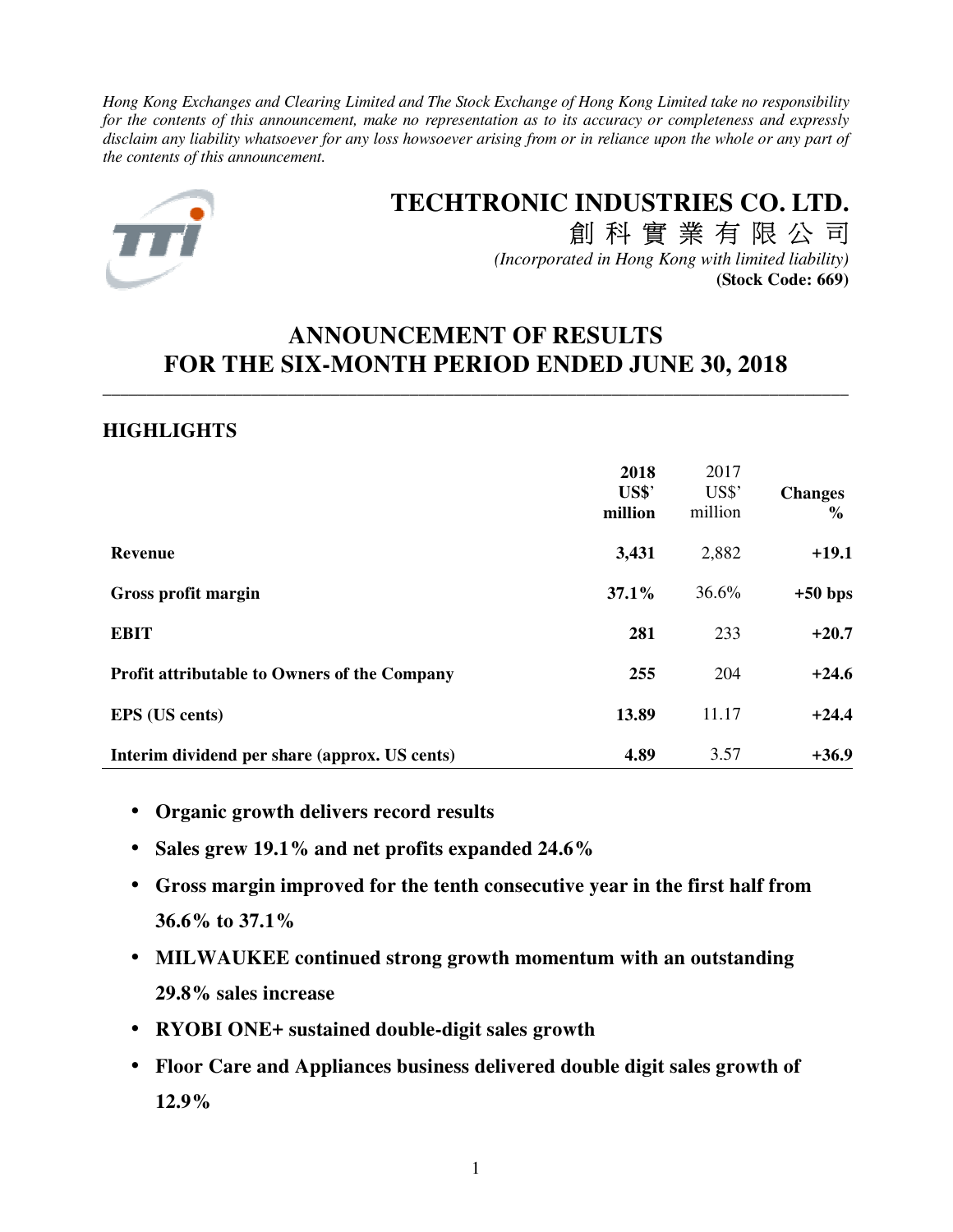*Hong Kong Exchanges and Clearing Limited and The Stock Exchange of Hong Kong Limited take no responsibility for the contents of this announcement, make no representation as to its accuracy or completeness and expressly disclaim any liability whatsoever for any loss howsoever arising from or in reliance upon the whole or any part of the contents of this announcement.*

# TECHTRONIC INDUSTRIES CO. LTD.

# 創 科 實 業 有 限 公 司

*(Incorporated in Hong Kong with limited liability)*

**(Stock Code: 669)**

# ANNOUNCEMENT OF RESULTS FOR THE SIX-MONTH PERIOD ENDED JUNE 30, 2018

## HIGHLIGHTS

| | **2018 US$' million** | 2017 US$' million | **Changes %** |
|---|---|---|---|
| **Revenue** | **3,431** | 2,882 | **+19.1** |
| **Gross profit margin** | **37.1%** | 36.6% | **+50 bps** |
| **EBIT** | **281** | 233 | **+20.7** |
| **Profit attributable to Owners of the Company** | **255** | 204 | **+24.6** |
| **EPS (US cents)** | **13.89** | 11.17 | **+24.4** |
| **Interim dividend per share (approx. US cents)** | **4.89** | 3.57 | **+36.9** |

- **Organic growth delivers record results**
- **Sales grew 19.1% and net profits expanded 24.6%**
- **Gross margin improved for the tenth consecutive year in the first half from 36.6% to 37.1%**
- **MILWAUKEE continued strong growth momentum with an outstanding 29.8% sales increase**
- **RYOBI ONE+ sustained double-digit sales growth**
- **Floor Care and Appliances business delivered double digit sales growth of 12.9%**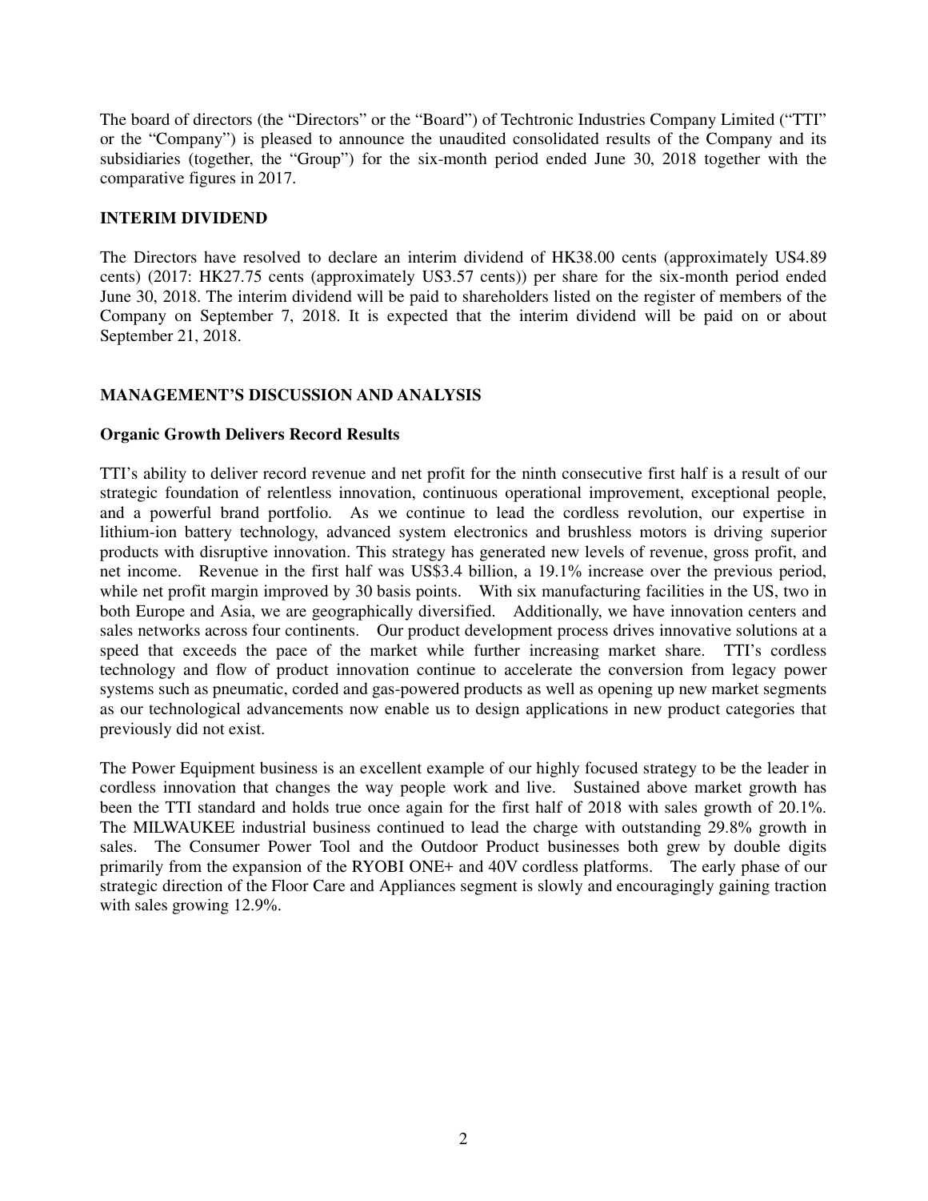The board of directors (the "Directors" or the "Board") of Techtronic Industries Company Limited ("TTI" or the "Company") is pleased to announce the unaudited consolidated results of the Company and its subsidiaries (together, the "Group") for the six-month period ended June 30, 2018 together with the comparative figures in 2017.

## INTERIM DIVIDEND

The Directors have resolved to declare an interim dividend of HK38.00 cents (approximately US4.89 cents) (2017: HK27.75 cents (approximately US3.57 cents)) per share for the six-month period ended June 30, 2018. The interim dividend will be paid to shareholders listed on the register of members of the Company on September 7, 2018. It is expected that the interim dividend will be paid on or about September 21, 2018.

## MANAGEMENT'S DISCUSSION AND ANALYSIS

### Organic Growth Delivers Record Results

TTI's ability to deliver record revenue and net profit for the ninth consecutive first half is a result of our strategic foundation of relentless innovation, continuous operational improvement, exceptional people, and a powerful brand portfolio. As we continue to lead the cordless revolution, our expertise in lithium-ion battery technology, advanced system electronics and brushless motors is driving superior products with disruptive innovation. This strategy has generated new levels of revenue, gross profit, and net income. Revenue in the first half was US$3.4 billion, a 19.1% increase over the previous period, while net profit margin improved by 30 basis points. With six manufacturing facilities in the US, two in both Europe and Asia, we are geographically diversified. Additionally, we have innovation centers and sales networks across four continents. Our product development process drives innovative solutions at a speed that exceeds the pace of the market while further increasing market share. TTI's cordless technology and flow of product innovation continue to accelerate the conversion from legacy power systems such as pneumatic, corded and gas-powered products as well as opening up new market segments as our technological advancements now enable us to design applications in new product categories that previously did not exist.

The Power Equipment business is an excellent example of our highly focused strategy to be the leader in cordless innovation that changes the way people work and live. Sustained above market growth has been the TTI standard and holds true once again for the first half of 2018 with sales growth of 20.1%. The MILWAUKEE industrial business continued to lead the charge with outstanding 29.8% growth in sales. The Consumer Power Tool and the Outdoor Product businesses both grew by double digits primarily from the expansion of the RYOBI ONE+ and 40V cordless platforms. The early phase of our strategic direction of the Floor Care and Appliances segment is slowly and encouragingly gaining traction with sales growing 12.9%.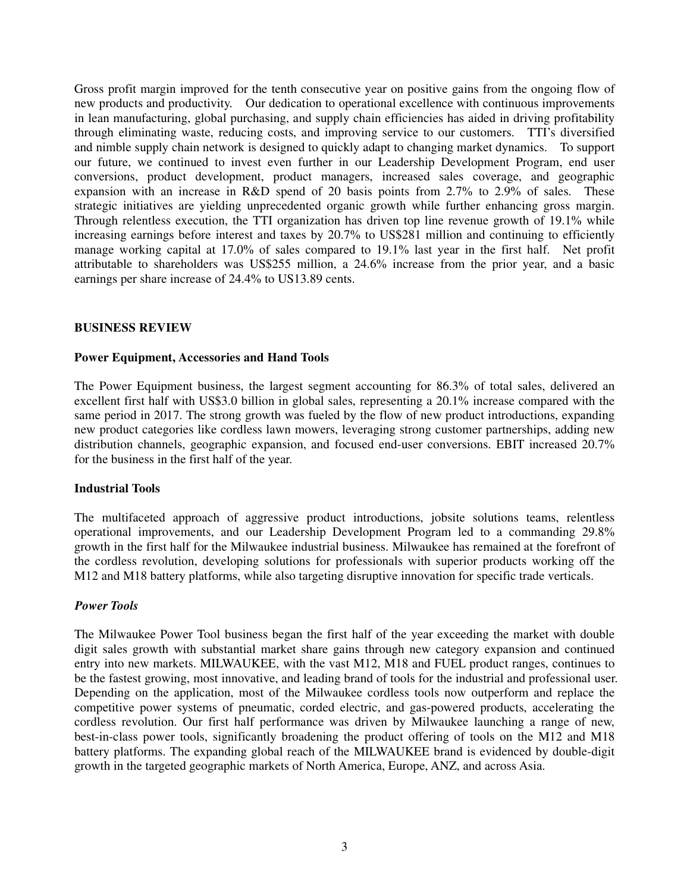Gross profit margin improved for the tenth consecutive year on positive gains from the ongoing flow of new products and productivity. Our dedication to operational excellence with continuous improvements in lean manufacturing, global purchasing, and supply chain efficiencies has aided in driving profitability through eliminating waste, reducing costs, and improving service to our customers. TTI's diversified and nimble supply chain network is designed to quickly adapt to changing market dynamics. To support our future, we continued to invest even further in our Leadership Development Program, end user conversions, product development, product managers, increased sales coverage, and geographic expansion with an increase in R&D spend of 20 basis points from 2.7% to 2.9% of sales. These strategic initiatives are yielding unprecedented organic growth while further enhancing gross margin. Through relentless execution, the TTI organization has driven top line revenue growth of 19.1% while increasing earnings before interest and taxes by 20.7% to US$281 million and continuing to efficiently manage working capital at 17.0% of sales compared to 19.1% last year in the first half. Net profit attributable to shareholders was US$255 million, a 24.6% increase from the prior year, and a basic earnings per share increase of 24.4% to US13.89 cents.

## BUSINESS REVIEW

### Power Equipment, Accessories and Hand Tools

The Power Equipment business, the largest segment accounting for 86.3% of total sales, delivered an excellent first half with US$3.0 billion in global sales, representing a 20.1% increase compared with the same period in 2017. The strong growth was fueled by the flow of new product introductions, expanding new product categories like cordless lawn mowers, leveraging strong customer partnerships, adding new distribution channels, geographic expansion, and focused end-user conversions. EBIT increased 20.7% for the business in the first half of the year.

### Industrial Tools

The multifaceted approach of aggressive product introductions, jobsite solutions teams, relentless operational improvements, and our Leadership Development Program led to a commanding 29.8% growth in the first half for the Milwaukee industrial business. Milwaukee has remained at the forefront of the cordless revolution, developing solutions for professionals with superior products working off the M12 and M18 battery platforms, while also targeting disruptive innovation for specific trade verticals.

#### *Power Tools*

The Milwaukee Power Tool business began the first half of the year exceeding the market with double digit sales growth with substantial market share gains through new category expansion and continued entry into new markets. MILWAUKEE, with the vast M12, M18 and FUEL product ranges, continues to be the fastest growing, most innovative, and leading brand of tools for the industrial and professional user. Depending on the application, most of the Milwaukee cordless tools now outperform and replace the competitive power systems of pneumatic, corded electric, and gas-powered products, accelerating the cordless revolution. Our first half performance was driven by Milwaukee launching a range of new, best-in-class power tools, significantly broadening the product offering of tools on the M12 and M18 battery platforms. The expanding global reach of the MILWAUKEE brand is evidenced by double-digit growth in the targeted geographic markets of North America, Europe, ANZ, and across Asia.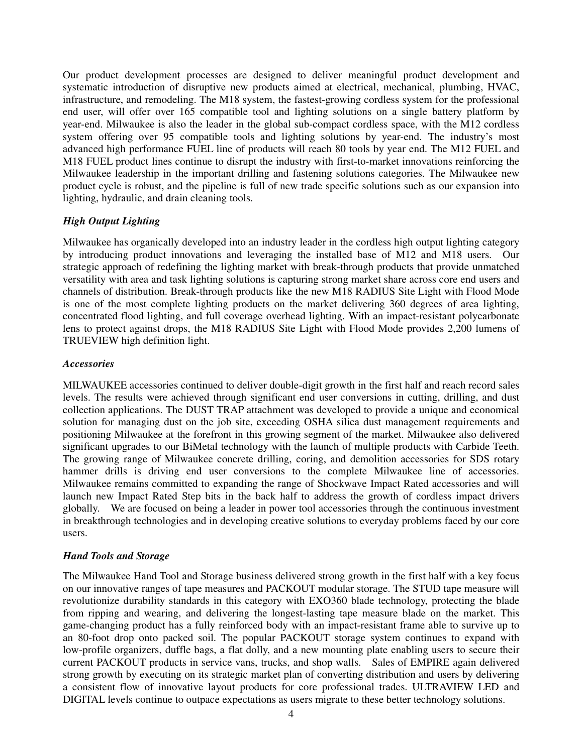Our product development processes are designed to deliver meaningful product development and systematic introduction of disruptive new products aimed at electrical, mechanical, plumbing, HVAC, infrastructure, and remodeling. The M18 system, the fastest-growing cordless system for the professional end user, will offer over 165 compatible tool and lighting solutions on a single battery platform by year-end. Milwaukee is also the leader in the global sub-compact cordless space, with the M12 cordless system offering over 95 compatible tools and lighting solutions by year-end. The industry's most advanced high performance FUEL line of products will reach 80 tools by year end. The M12 FUEL and M18 FUEL product lines continue to disrupt the industry with first-to-market innovations reinforcing the Milwaukee leadership in the important drilling and fastening solutions categories. The Milwaukee new product cycle is robust, and the pipeline is full of new trade specific solutions such as our expansion into lighting, hydraulic, and drain cleaning tools.

***High Output Lighting***

Milwaukee has organically developed into an industry leader in the cordless high output lighting category by introducing product innovations and leveraging the installed base of M12 and M18 users. Our strategic approach of redefining the lighting market with break-through products that provide unmatched versatility with area and task lighting solutions is capturing strong market share across core end users and channels of distribution. Break-through products like the new M18 RADIUS Site Light with Flood Mode is one of the most complete lighting products on the market delivering 360 degrees of area lighting, concentrated flood lighting, and full coverage overhead lighting. With an impact-resistant polycarbonate lens to protect against drops, the M18 RADIUS Site Light with Flood Mode provides 2,200 lumens of TRUEVIEW high definition light.

***Accessories***

MILWAUKEE accessories continued to deliver double-digit growth in the first half and reach record sales levels. The results were achieved through significant end user conversions in cutting, drilling, and dust collection applications. The DUST TRAP attachment was developed to provide a unique and economical solution for managing dust on the job site, exceeding OSHA silica dust management requirements and positioning Milwaukee at the forefront in this growing segment of the market. Milwaukee also delivered significant upgrades to our BiMetal technology with the launch of multiple products with Carbide Teeth. The growing range of Milwaukee concrete drilling, coring, and demolition accessories for SDS rotary hammer drills is driving end user conversions to the complete Milwaukee line of accessories. Milwaukee remains committed to expanding the range of Shockwave Impact Rated accessories and will launch new Impact Rated Step bits in the back half to address the growth of cordless impact drivers globally. We are focused on being a leader in power tool accessories through the continuous investment in breakthrough technologies and in developing creative solutions to everyday problems faced by our core users.

***Hand Tools and Storage***

The Milwaukee Hand Tool and Storage business delivered strong growth in the first half with a key focus on our innovative ranges of tape measures and PACKOUT modular storage. The STUD tape measure will revolutionize durability standards in this category with EXO360 blade technology, protecting the blade from ripping and wearing, and delivering the longest-lasting tape measure blade on the market. This game-changing product has a fully reinforced body with an impact-resistant frame able to survive up to an 80-foot drop onto packed soil. The popular PACKOUT storage system continues to expand with low-profile organizers, duffle bags, a flat dolly, and a new mounting plate enabling users to secure their current PACKOUT products in service vans, trucks, and shop walls. Sales of EMPIRE again delivered strong growth by executing on its strategic market plan of converting distribution and users by delivering a consistent flow of innovative layout products for core professional trades. ULTRAVIEW LED and DIGITAL levels continue to outpace expectations as users migrate to these better technology solutions.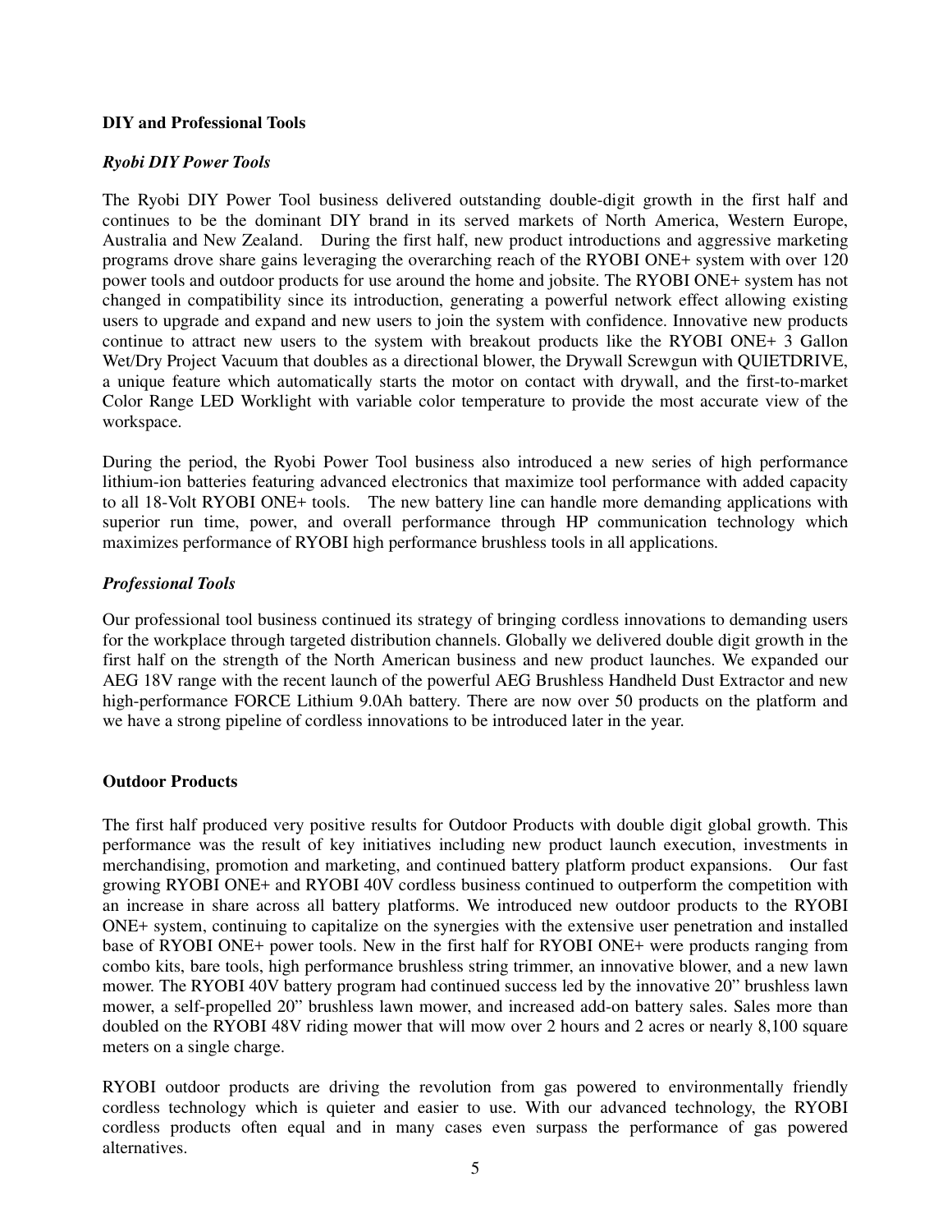**DIY and Professional Tools**

***Ryobi DIY Power Tools***

The Ryobi DIY Power Tool business delivered outstanding double-digit growth in the first half and continues to be the dominant DIY brand in its served markets of North America, Western Europe, Australia and New Zealand. During the first half, new product introductions and aggressive marketing programs drove share gains leveraging the overarching reach of the RYOBI ONE+ system with over 120 power tools and outdoor products for use around the home and jobsite. The RYOBI ONE+ system has not changed in compatibility since its introduction, generating a powerful network effect allowing existing users to upgrade and expand and new users to join the system with confidence. Innovative new products continue to attract new users to the system with breakout products like the RYOBI ONE+ 3 Gallon Wet/Dry Project Vacuum that doubles as a directional blower, the Drywall Screwgun with QUIETDRIVE, a unique feature which automatically starts the motor on contact with drywall, and the first-to-market Color Range LED Worklight with variable color temperature to provide the most accurate view of the workspace.

During the period, the Ryobi Power Tool business also introduced a new series of high performance lithium-ion batteries featuring advanced electronics that maximize tool performance with added capacity to all 18-Volt RYOBI ONE+ tools. The new battery line can handle more demanding applications with superior run time, power, and overall performance through HP communication technology which maximizes performance of RYOBI high performance brushless tools in all applications.

***Professional Tools***

Our professional tool business continued its strategy of bringing cordless innovations to demanding users for the workplace through targeted distribution channels. Globally we delivered double digit growth in the first half on the strength of the North American business and new product launches. We expanded our AEG 18V range with the recent launch of the powerful AEG Brushless Handheld Dust Extractor and new high-performance FORCE Lithium 9.0Ah battery. There are now over 50 products on the platform and we have a strong pipeline of cordless innovations to be introduced later in the year.

**Outdoor Products**

The first half produced very positive results for Outdoor Products with double digit global growth. This performance was the result of key initiatives including new product launch execution, investments in merchandising, promotion and marketing, and continued battery platform product expansions. Our fast growing RYOBI ONE+ and RYOBI 40V cordless business continued to outperform the competition with an increase in share across all battery platforms. We introduced new outdoor products to the RYOBI ONE+ system, continuing to capitalize on the synergies with the extensive user penetration and installed base of RYOBI ONE+ power tools. New in the first half for RYOBI ONE+ were products ranging from combo kits, bare tools, high performance brushless string trimmer, an innovative blower, and a new lawn mower. The RYOBI 40V battery program had continued success led by the innovative 20" brushless lawn mower, a self-propelled 20" brushless lawn mower, and increased add-on battery sales. Sales more than doubled on the RYOBI 48V riding mower that will mow over 2 hours and 2 acres or nearly 8,100 square meters on a single charge.

RYOBI outdoor products are driving the revolution from gas powered to environmentally friendly cordless technology which is quieter and easier to use. With our advanced technology, the RYOBI cordless products often equal and in many cases even surpass the performance of gas powered alternatives.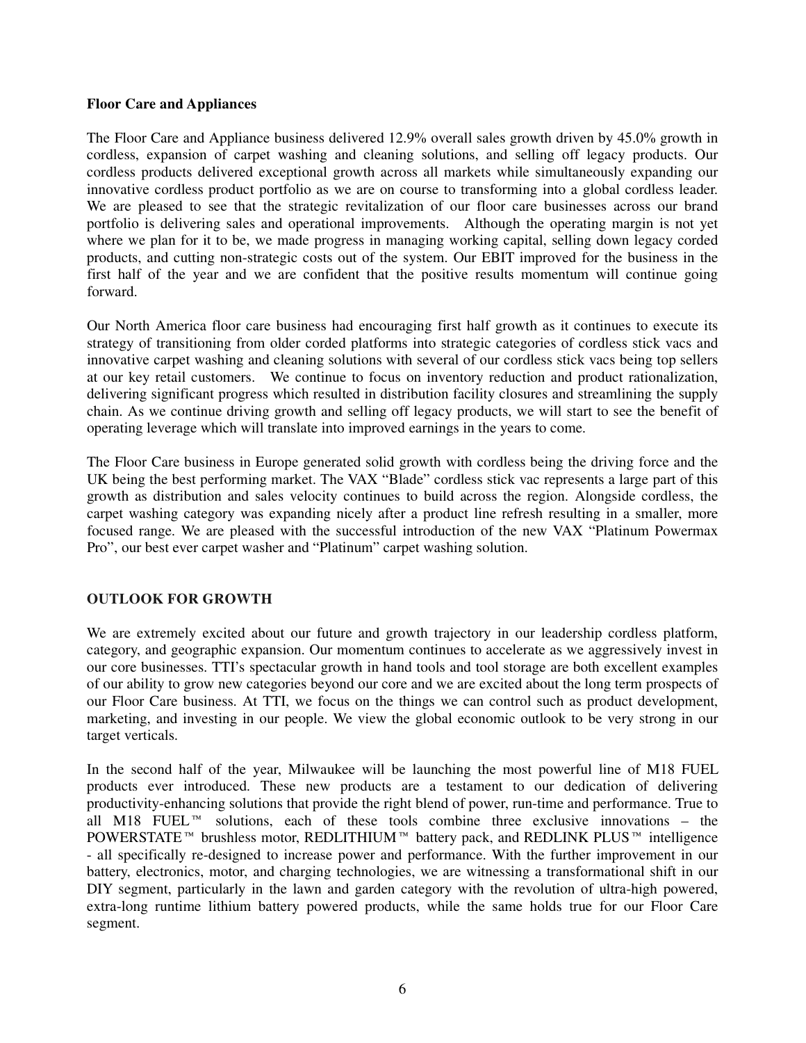**Floor Care and Appliances**

The Floor Care and Appliance business delivered 12.9% overall sales growth driven by 45.0% growth in cordless, expansion of carpet washing and cleaning solutions, and selling off legacy products. Our cordless products delivered exceptional growth across all markets while simultaneously expanding our innovative cordless product portfolio as we are on course to transforming into a global cordless leader. We are pleased to see that the strategic revitalization of our floor care businesses across our brand portfolio is delivering sales and operational improvements. Although the operating margin is not yet where we plan for it to be, we made progress in managing working capital, selling down legacy corded products, and cutting non-strategic costs out of the system. Our EBIT improved for the business in the first half of the year and we are confident that the positive results momentum will continue going forward.

Our North America floor care business had encouraging first half growth as it continues to execute its strategy of transitioning from older corded platforms into strategic categories of cordless stick vacs and innovative carpet washing and cleaning solutions with several of our cordless stick vacs being top sellers at our key retail customers. We continue to focus on inventory reduction and product rationalization, delivering significant progress which resulted in distribution facility closures and streamlining the supply chain. As we continue driving growth and selling off legacy products, we will start to see the benefit of operating leverage which will translate into improved earnings in the years to come.

The Floor Care business in Europe generated solid growth with cordless being the driving force and the UK being the best performing market. The VAX "Blade" cordless stick vac represents a large part of this growth as distribution and sales velocity continues to build across the region. Alongside cordless, the carpet washing category was expanding nicely after a product line refresh resulting in a smaller, more focused range. We are pleased with the successful introduction of the new VAX "Platinum Powermax Pro", our best ever carpet washer and "Platinum" carpet washing solution.

**OUTLOOK FOR GROWTH**

We are extremely excited about our future and growth trajectory in our leadership cordless platform, category, and geographic expansion. Our momentum continues to accelerate as we aggressively invest in our core businesses. TTI's spectacular growth in hand tools and tool storage are both excellent examples of our ability to grow new categories beyond our core and we are excited about the long term prospects of our Floor Care business. At TTI, we focus on the things we can control such as product development, marketing, and investing in our people. We view the global economic outlook to be very strong in our target verticals.

In the second half of the year, Milwaukee will be launching the most powerful line of M18 FUEL products ever introduced. These new products are a testament to our dedication of delivering productivity-enhancing solutions that provide the right blend of power, run-time and performance. True to all M18 FUEL™ solutions, each of these tools combine three exclusive innovations – the POWERSTATE™ brushless motor, REDLITHIUM™ battery pack, and REDLINK PLUS™ intelligence - all specifically re-designed to increase power and performance. With the further improvement in our battery, electronics, motor, and charging technologies, we are witnessing a transformational shift in our DIY segment, particularly in the lawn and garden category with the revolution of ultra-high powered, extra-long runtime lithium battery powered products, while the same holds true for our Floor Care segment.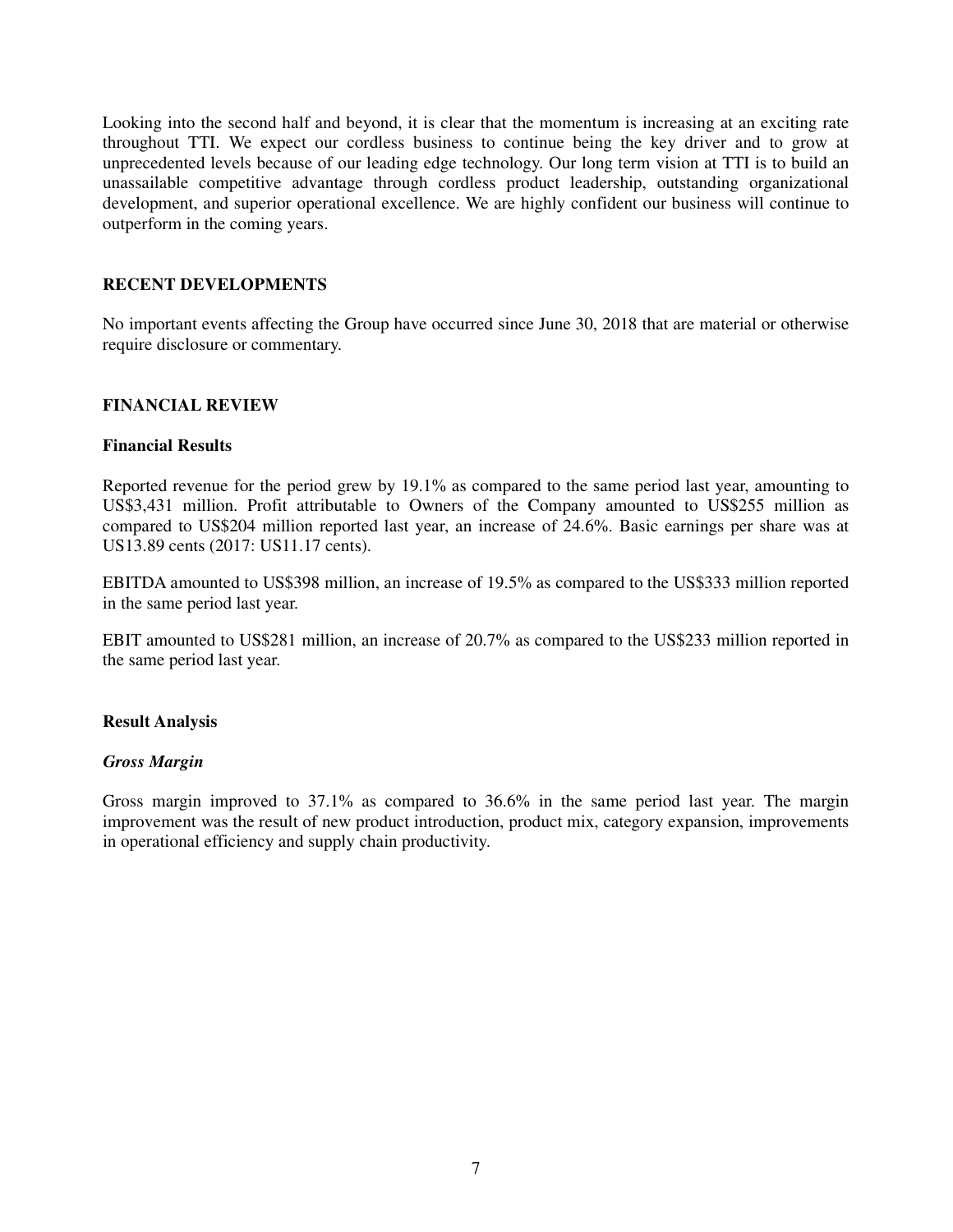Looking into the second half and beyond, it is clear that the momentum is increasing at an exciting rate throughout TTI. We expect our cordless business to continue being the key driver and to grow at unprecedented levels because of our leading edge technology. Our long term vision at TTI is to build an unassailable competitive advantage through cordless product leadership, outstanding organizational development, and superior operational excellence. We are highly confident our business will continue to outperform in the coming years.

## RECENT DEVELOPMENTS

No important events affecting the Group have occurred since June 30, 2018 that are material or otherwise require disclosure or commentary.

## FINANCIAL REVIEW

### Financial Results

Reported revenue for the period grew by 19.1% as compared to the same period last year, amounting to US$3,431 million. Profit attributable to Owners of the Company amounted to US$255 million as compared to US$204 million reported last year, an increase of 24.6%. Basic earnings per share was at US13.89 cents (2017: US11.17 cents).

EBITDA amounted to US$398 million, an increase of 19.5% as compared to the US$333 million reported in the same period last year.

EBIT amounted to US$281 million, an increase of 20.7% as compared to the US$233 million reported in the same period last year.

### Result Analysis

#### *Gross Margin*

Gross margin improved to 37.1% as compared to 36.6% in the same period last year. The margin improvement was the result of new product introduction, product mix, category expansion, improvements in operational efficiency and supply chain productivity.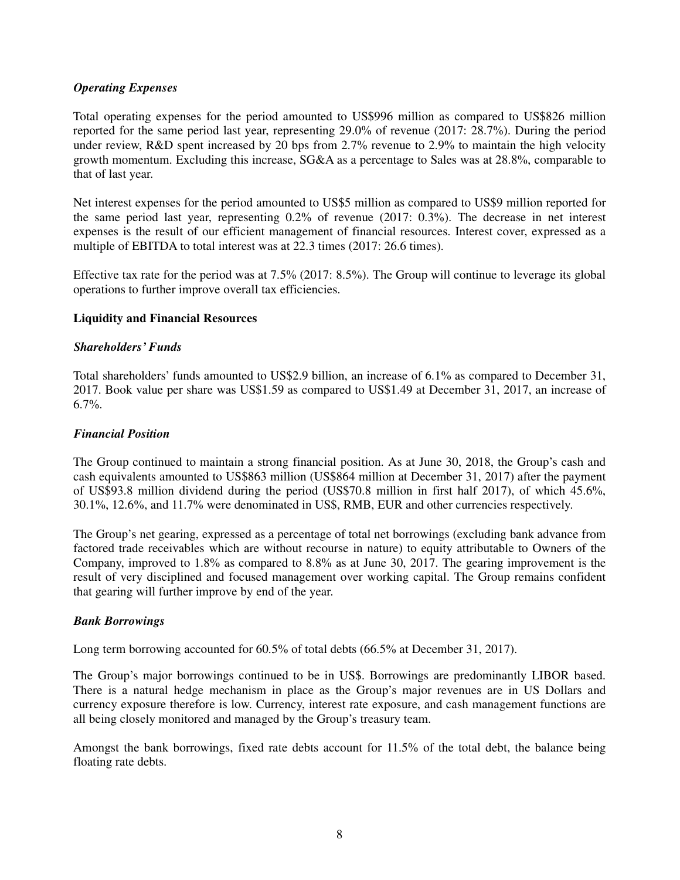### *Operating Expenses*

Total operating expenses for the period amounted to US$996 million as compared to US$826 million reported for the same period last year, representing 29.0% of revenue (2017: 28.7%). During the period under review, R&D spent increased by 20 bps from 2.7% revenue to 2.9% to maintain the high velocity growth momentum. Excluding this increase, SG&A as a percentage to Sales was at 28.8%, comparable to that of last year.

Net interest expenses for the period amounted to US$5 million as compared to US$9 million reported for the same period last year, representing 0.2% of revenue (2017: 0.3%). The decrease in net interest expenses is the result of our efficient management of financial resources. Interest cover, expressed as a multiple of EBITDA to total interest was at 22.3 times (2017: 26.6 times).

Effective tax rate for the period was at 7.5% (2017: 8.5%). The Group will continue to leverage its global operations to further improve overall tax efficiencies.

## **Liquidity and Financial Resources**

### *Shareholders' Funds*

Total shareholders' funds amounted to US$2.9 billion, an increase of 6.1% as compared to December 31, 2017. Book value per share was US$1.59 as compared to US$1.49 at December 31, 2017, an increase of 6.7%.

### *Financial Position*

The Group continued to maintain a strong financial position. As at June 30, 2018, the Group's cash and cash equivalents amounted to US$863 million (US$864 million at December 31, 2017) after the payment of US$93.8 million dividend during the period (US$70.8 million in first half 2017), of which 45.6%, 30.1%, 12.6%, and 11.7% were denominated in US$, RMB, EUR and other currencies respectively.

The Group's net gearing, expressed as a percentage of total net borrowings (excluding bank advance from factored trade receivables which are without recourse in nature) to equity attributable to Owners of the Company, improved to 1.8% as compared to 8.8% as at June 30, 2017. The gearing improvement is the result of very disciplined and focused management over working capital. The Group remains confident that gearing will further improve by end of the year.

### *Bank Borrowings*

Long term borrowing accounted for 60.5% of total debts (66.5% at December 31, 2017).

The Group's major borrowings continued to be in US$. Borrowings are predominantly LIBOR based. There is a natural hedge mechanism in place as the Group's major revenues are in US Dollars and currency exposure therefore is low. Currency, interest rate exposure, and cash management functions are all being closely monitored and managed by the Group's treasury team.

Amongst the bank borrowings, fixed rate debts account for 11.5% of the total debt, the balance being floating rate debts.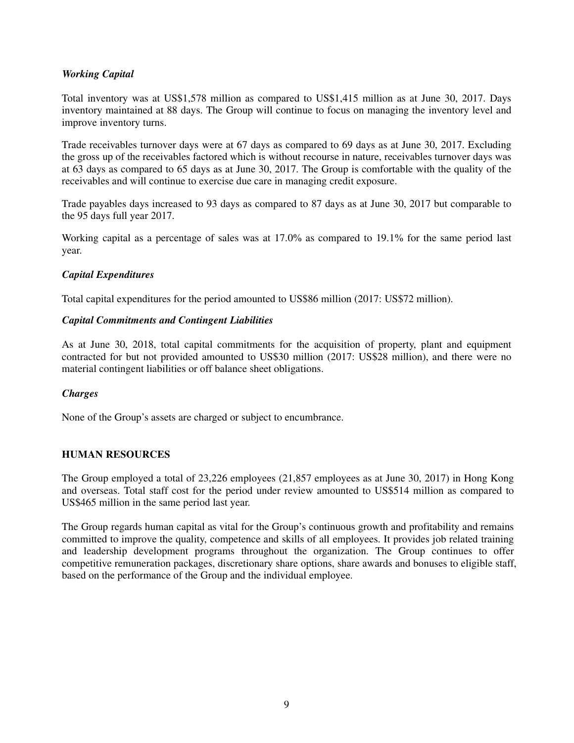### *Working Capital*

Total inventory was at US$1,578 million as compared to US$1,415 million as at June 30, 2017. Days inventory maintained at 88 days. The Group will continue to focus on managing the inventory level and improve inventory turns.

Trade receivables turnover days were at 67 days as compared to 69 days as at June 30, 2017. Excluding the gross up of the receivables factored which is without recourse in nature, receivables turnover days was at 63 days as compared to 65 days as at June 30, 2017. The Group is comfortable with the quality of the receivables and will continue to exercise due care in managing credit exposure.

Trade payables days increased to 93 days as compared to 87 days as at June 30, 2017 but comparable to the 95 days full year 2017.

Working capital as a percentage of sales was at 17.0% as compared to 19.1% for the same period last year.

### *Capital Expenditures*

Total capital expenditures for the period amounted to US$86 million (2017: US$72 million).

### *Capital Commitments and Contingent Liabilities*

As at June 30, 2018, total capital commitments for the acquisition of property, plant and equipment contracted for but not provided amounted to US$30 million (2017: US$28 million), and there were no material contingent liabilities or off balance sheet obligations.

### *Charges*

None of the Group's assets are charged or subject to encumbrance.

## HUMAN RESOURCES

The Group employed a total of 23,226 employees (21,857 employees as at June 30, 2017) in Hong Kong and overseas. Total staff cost for the period under review amounted to US$514 million as compared to US$465 million in the same period last year.

The Group regards human capital as vital for the Group's continuous growth and profitability and remains committed to improve the quality, competence and skills of all employees. It provides job related training and leadership development programs throughout the organization. The Group continues to offer competitive remuneration packages, discretionary share options, share awards and bonuses to eligible staff, based on the performance of the Group and the individual employee.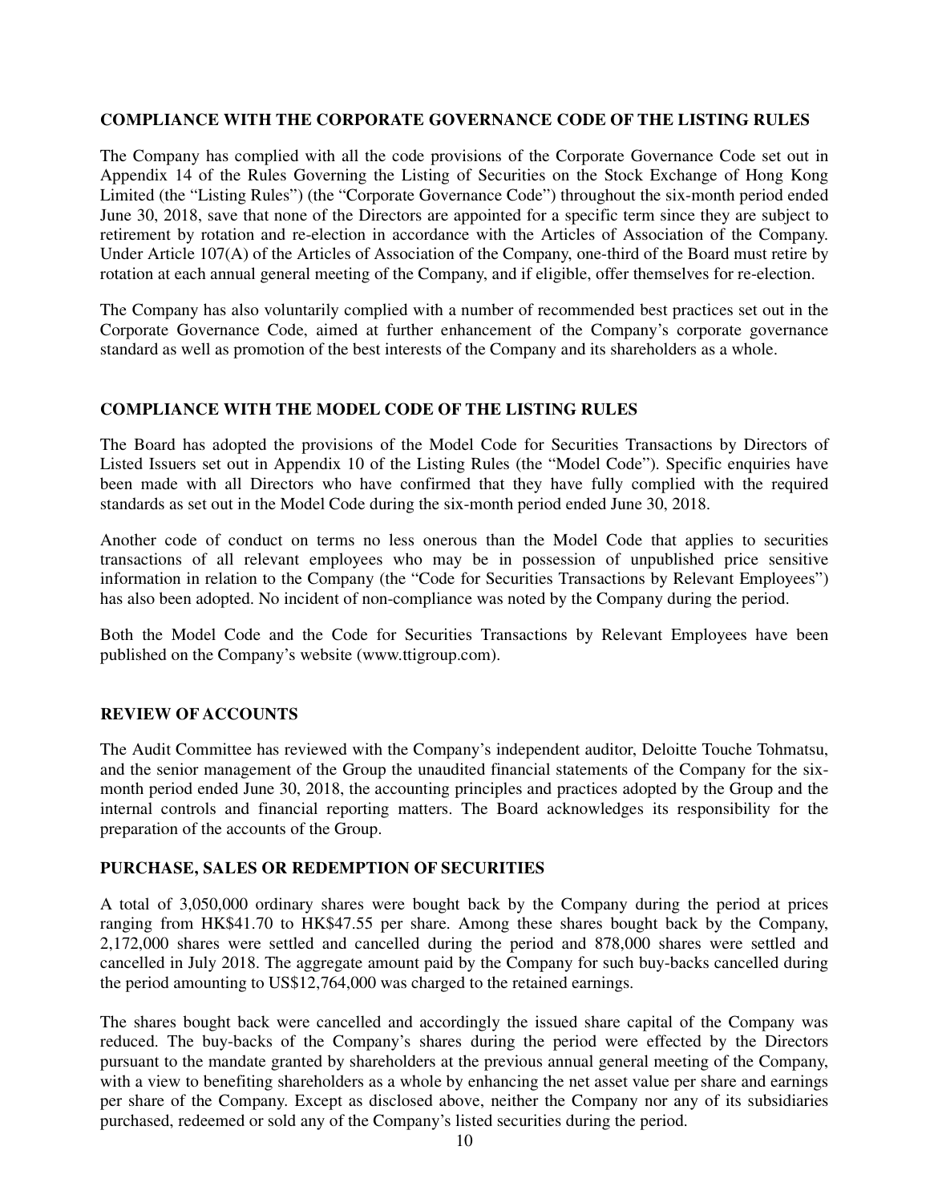## COMPLIANCE WITH THE CORPORATE GOVERNANCE CODE OF THE LISTING RULES

The Company has complied with all the code provisions of the Corporate Governance Code set out in Appendix 14 of the Rules Governing the Listing of Securities on the Stock Exchange of Hong Kong Limited (the "Listing Rules") (the "Corporate Governance Code") throughout the six-month period ended June 30, 2018, save that none of the Directors are appointed for a specific term since they are subject to retirement by rotation and re-election in accordance with the Articles of Association of the Company. Under Article 107(A) of the Articles of Association of the Company, one-third of the Board must retire by rotation at each annual general meeting of the Company, and if eligible, offer themselves for re-election.

The Company has also voluntarily complied with a number of recommended best practices set out in the Corporate Governance Code, aimed at further enhancement of the Company's corporate governance standard as well as promotion of the best interests of the Company and its shareholders as a whole.

## COMPLIANCE WITH THE MODEL CODE OF THE LISTING RULES

The Board has adopted the provisions of the Model Code for Securities Transactions by Directors of Listed Issuers set out in Appendix 10 of the Listing Rules (the "Model Code"). Specific enquiries have been made with all Directors who have confirmed that they have fully complied with the required standards as set out in the Model Code during the six-month period ended June 30, 2018.

Another code of conduct on terms no less onerous than the Model Code that applies to securities transactions of all relevant employees who may be in possession of unpublished price sensitive information in relation to the Company (the "Code for Securities Transactions by Relevant Employees") has also been adopted. No incident of non-compliance was noted by the Company during the period.

Both the Model Code and the Code for Securities Transactions by Relevant Employees have been published on the Company's website (www.ttigroup.com).

## REVIEW OF ACCOUNTS

The Audit Committee has reviewed with the Company's independent auditor, Deloitte Touche Tohmatsu, and the senior management of the Group the unaudited financial statements of the Company for the six-month period ended June 30, 2018, the accounting principles and practices adopted by the Group and the internal controls and financial reporting matters. The Board acknowledges its responsibility for the preparation of the accounts of the Group.

## PURCHASE, SALES OR REDEMPTION OF SECURITIES

A total of 3,050,000 ordinary shares were bought back by the Company during the period at prices ranging from HK$41.70 to HK$47.55 per share. Among these shares bought back by the Company, 2,172,000 shares were settled and cancelled during the period and 878,000 shares were settled and cancelled in July 2018. The aggregate amount paid by the Company for such buy-backs cancelled during the period amounting to US$12,764,000 was charged to the retained earnings.

The shares bought back were cancelled and accordingly the issued share capital of the Company was reduced. The buy-backs of the Company's shares during the period were effected by the Directors pursuant to the mandate granted by shareholders at the previous annual general meeting of the Company, with a view to benefiting shareholders as a whole by enhancing the net asset value per share and earnings per share of the Company. Except as disclosed above, neither the Company nor any of its subsidiaries purchased, redeemed or sold any of the Company's listed securities during the period.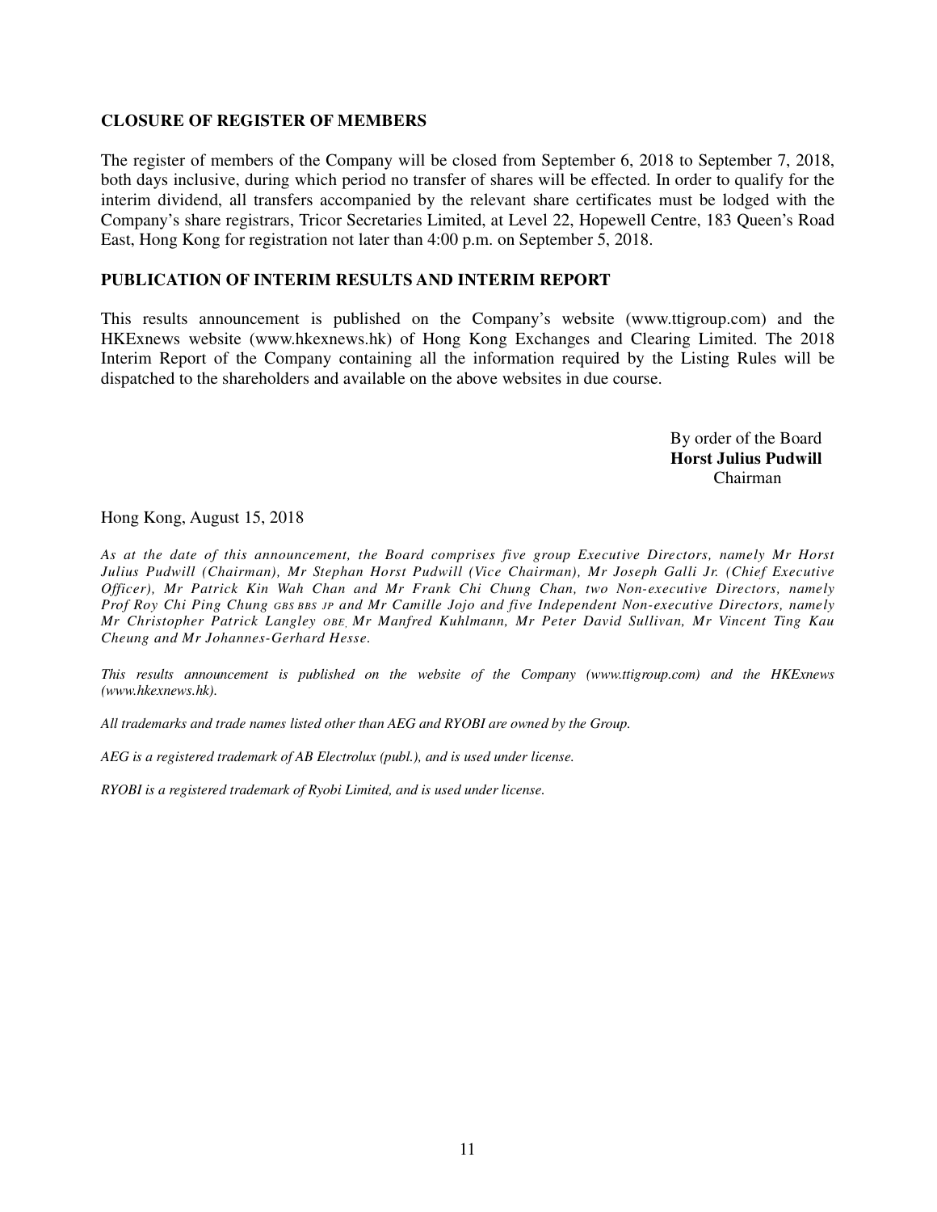## CLOSURE OF REGISTER OF MEMBERS

The register of members of the Company will be closed from September 6, 2018 to September 7, 2018, both days inclusive, during which period no transfer of shares will be effected. In order to qualify for the interim dividend, all transfers accompanied by the relevant share certificates must be lodged with the Company's share registrars, Tricor Secretaries Limited, at Level 22, Hopewell Centre, 183 Queen's Road East, Hong Kong for registration not later than 4:00 p.m. on September 5, 2018.

## PUBLICATION OF INTERIM RESULTS AND INTERIM REPORT

This results announcement is published on the Company's website (www.ttigroup.com) and the HKExnews website (www.hkexnews.hk) of Hong Kong Exchanges and Clearing Limited. The 2018 Interim Report of the Company containing all the information required by the Listing Rules will be dispatched to the shareholders and available on the above websites in due course.

By order of the Board
**Horst Julius Pudwill**
Chairman

Hong Kong, August 15, 2018

*As at the date of this announcement, the Board comprises five group Executive Directors, namely Mr Horst Julius Pudwill (Chairman), Mr Stephan Horst Pudwill (Vice Chairman), Mr Joseph Galli Jr. (Chief Executive Officer), Mr Patrick Kin Wah Chan and Mr Frank Chi Chung Chan, two Non-executive Directors, namely Prof Roy Chi Ping Chung GBS BBS JP and Mr Camille Jojo and five Independent Non-executive Directors, namely Mr Christopher Patrick Langley OBE, Mr Manfred Kuhlmann, Mr Peter David Sullivan, Mr Vincent Ting Kau Cheung and Mr Johannes-Gerhard Hesse.*

*This results announcement is published on the website of the Company (www.ttigroup.com) and the HKExnews (www.hkexnews.hk).*

*All trademarks and trade names listed other than AEG and RYOBI are owned by the Group.*

*AEG is a registered trademark of AB Electrolux (publ.), and is used under license.*

*RYOBI is a registered trademark of Ryobi Limited, and is used under license.*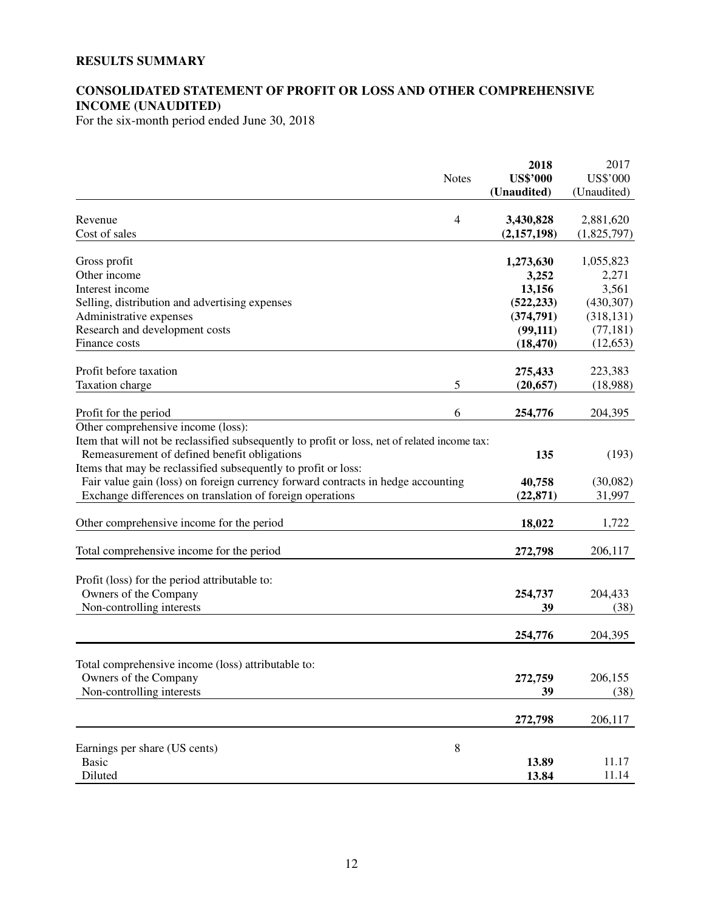# RESULTS SUMMARY

## CONSOLIDATED STATEMENT OF PROFIT OR LOSS AND OTHER COMPREHENSIVE INCOME (UNAUDITED)

For the six-month period ended June 30, 2018

| | Notes | **2018** **US$'000** **(Unaudited)** | 2017 US$'000 (Unaudited) |
|---|---|---|---|
| Revenue | 4 | **3,430,828** | 2,881,620 |
| Cost of sales | | **(2,157,198)** | (1,825,797) |
| Gross profit | | **1,273,630** | 1,055,823 |
| Other income | | **3,252** | 2,271 |
| Interest income | | **13,156** | 3,561 |
| Selling, distribution and advertising expenses | | **(522,233)** | (430,307) |
| Administrative expenses | | **(374,791)** | (318,131) |
| Research and development costs | | **(99,111)** | (77,181) |
| Finance costs | | **(18,470)** | (12,653) |
| Profit before taxation | | **275,433** | 223,383 |
| Taxation charge | 5 | **(20,657)** | (18,988) |
| Profit for the period | 6 | **254,776** | 204,395 |
| Other comprehensive income (loss): | | | |
| Item that will not be reclassified subsequently to profit or loss, net of related income tax: | | | |
| Remeasurement of defined benefit obligations | | **135** | (193) |
| Items that may be reclassified subsequently to profit or loss: | | | |
| Fair value gain (loss) on foreign currency forward contracts in hedge accounting | | **40,758** | (30,082) |
| Exchange differences on translation of foreign operations | | **(22,871)** | 31,997 |
| Other comprehensive income for the period | | **18,022** | 1,722 |
| Total comprehensive income for the period | | **272,798** | 206,117 |
| Profit (loss) for the period attributable to: | | | |
| Owners of the Company | | **254,737** | 204,433 |
| Non-controlling interests | | **39** | (38) |
| | | **254,776** | 204,395 |
| Total comprehensive income (loss) attributable to: | | | |
| Owners of the Company | | **272,759** | 206,155 |
| Non-controlling interests | | **39** | (38) |
| | | **272,798** | 206,117 |
| Earnings per share (US cents) | 8 | | |
| Basic | | **13.89** | 11.17 |
| Diluted | | **13.84** | 11.14 |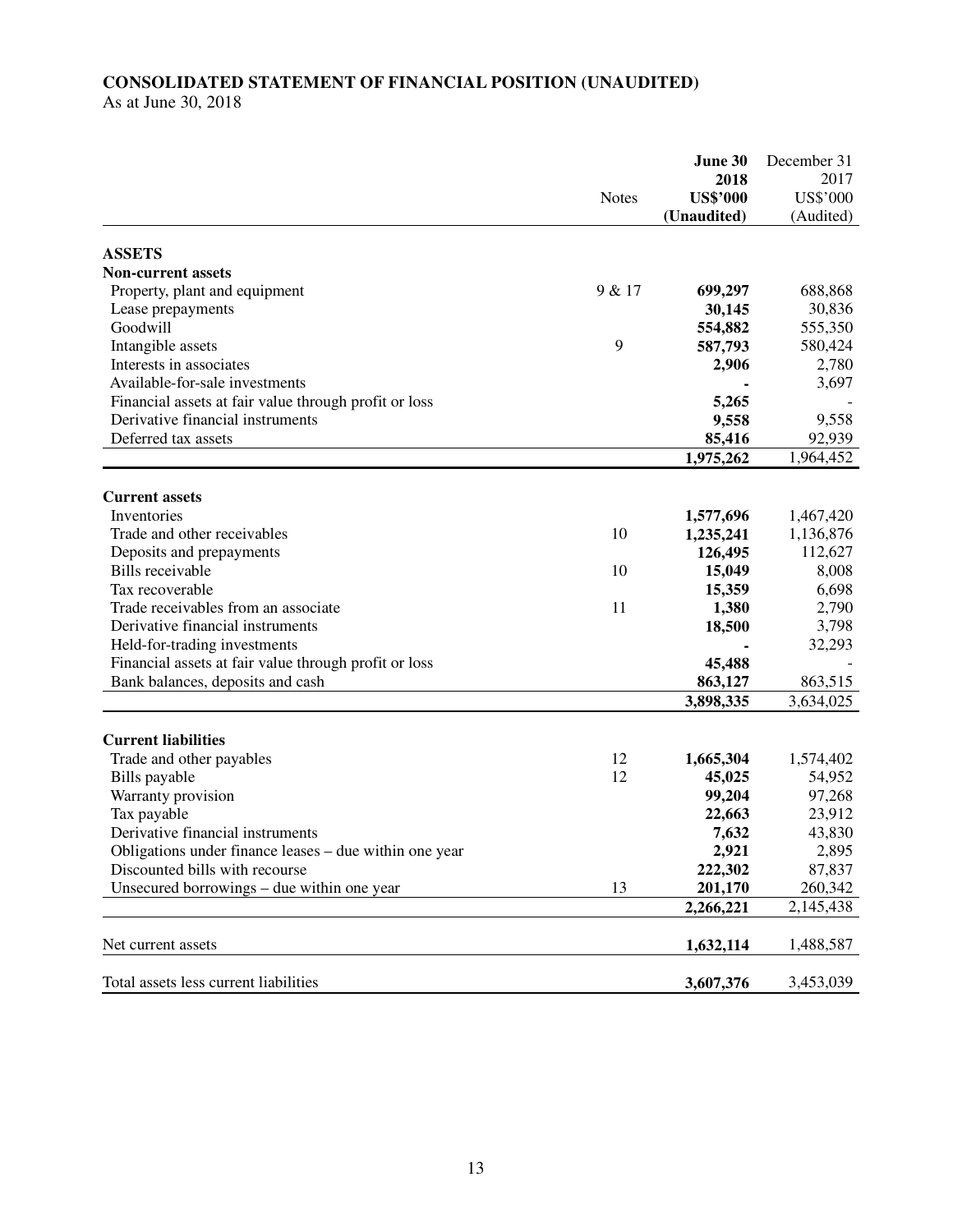# CONSOLIDATED STATEMENT OF FINANCIAL POSITION (UNAUDITED)

As at June 30, 2018

| | Notes | **June 30 2018 US$'000 (Unaudited)** | December 31 2017 US$'000 (Audited) |
|---|---|---|---|
| **ASSETS** | | | |
| **Non-current assets** | | | |
| Property, plant and equipment | 9 & 17 | **699,297** | 688,868 |
| Lease prepayments | | **30,145** | 30,836 |
| Goodwill | | **554,882** | 555,350 |
| Intangible assets | 9 | **587,793** | 580,424 |
| Interests in associates | | **2,906** | 2,780 |
| Available-for-sale investments | | **-** | 3,697 |
| Financial assets at fair value through profit or loss | | **5,265** | - |
| Derivative financial instruments | | **9,558** | 9,558 |
| Deferred tax assets | | **85,416** | 92,939 |
| | | **1,975,262** | 1,964,452 |
| **Current assets** | | | |
| Inventories | | **1,577,696** | 1,467,420 |
| Trade and other receivables | 10 | **1,235,241** | 1,136,876 |
| Deposits and prepayments | | **126,495** | 112,627 |
| Bills receivable | 10 | **15,049** | 8,008 |
| Tax recoverable | | **15,359** | 6,698 |
| Trade receivables from an associate | 11 | **1,380** | 2,790 |
| Derivative financial instruments | | **18,500** | 3,798 |
| Held-for-trading investments | | **-** | 32,293 |
| Financial assets at fair value through profit or loss | | **45,488** | - |
| Bank balances, deposits and cash | | **863,127** | 863,515 |
| | | **3,898,335** | 3,634,025 |
| **Current liabilities** | | | |
| Trade and other payables | 12 | **1,665,304** | 1,574,402 |
| Bills payable | 12 | **45,025** | 54,952 |
| Warranty provision | | **99,204** | 97,268 |
| Tax payable | | **22,663** | 23,912 |
| Derivative financial instruments | | **7,632** | 43,830 |
| Obligations under finance leases – due within one year | | **2,921** | 2,895 |
| Discounted bills with recourse | | **222,302** | 87,837 |
| Unsecured borrowings – due within one year | 13 | **201,170** | 260,342 |
| | | **2,266,221** | 2,145,438 |
| Net current assets | | **1,632,114** | 1,488,587 |
| Total assets less current liabilities | | **3,607,376** | 3,453,039 |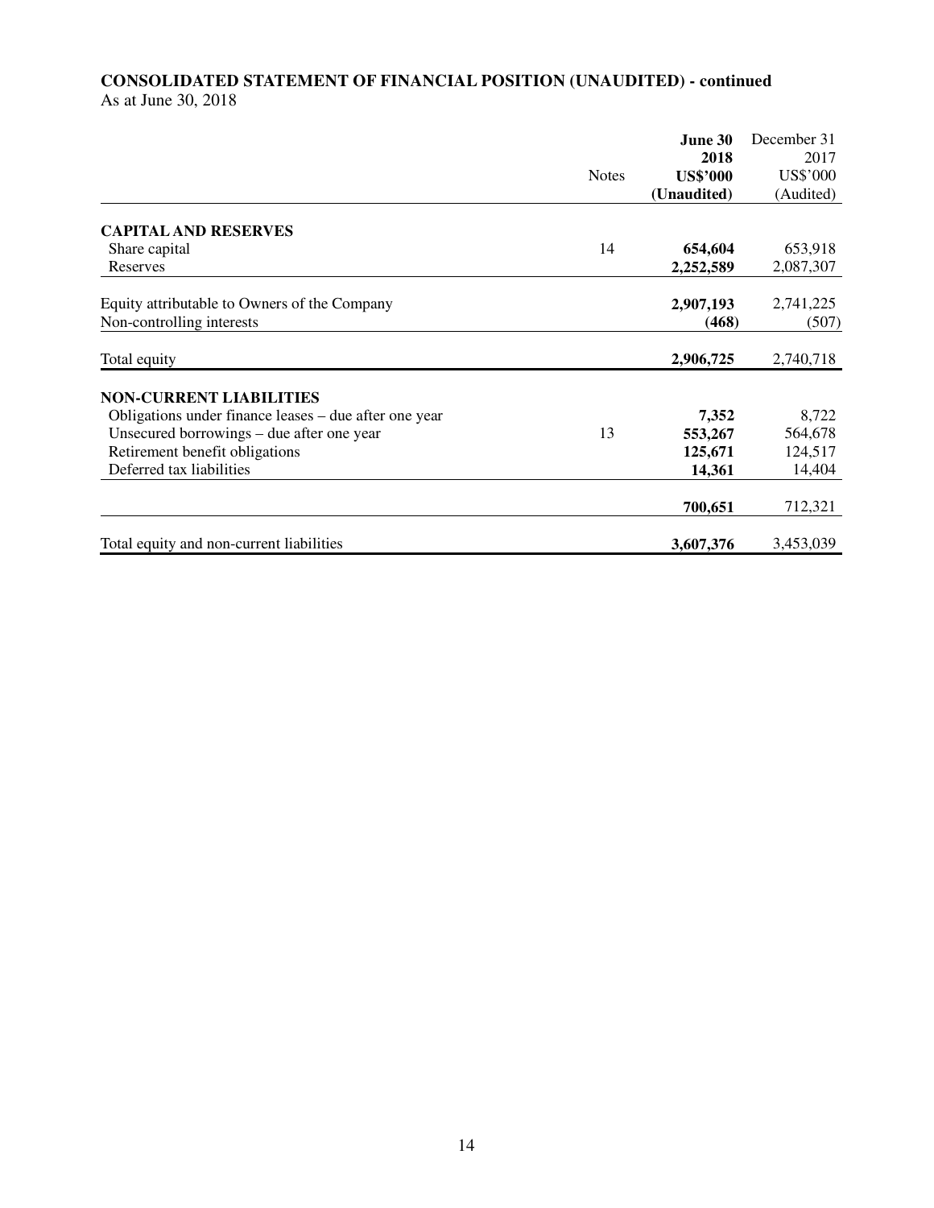**CONSOLIDATED STATEMENT OF FINANCIAL POSITION (UNAUDITED) - continued**

As at June 30, 2018

| | Notes | **June 30 2018 US$'000 (Unaudited)** | December 31 2017 US$'000 (Audited) |
|---|---|---|---|
| **CAPITAL AND RESERVES** | | | |
| Share capital | 14 | **654,604** | 653,918 |
| Reserves | | **2,252,589** | 2,087,307 |
| Equity attributable to Owners of the Company | | **2,907,193** | 2,741,225 |
| Non-controlling interests | | **(468)** | (507) |
| Total equity | | **2,906,725** | 2,740,718 |
| **NON-CURRENT LIABILITIES** | | | |
| Obligations under finance leases – due after one year | | **7,352** | 8,722 |
| Unsecured borrowings – due after one year | 13 | **553,267** | 564,678 |
| Retirement benefit obligations | | **125,671** | 124,517 |
| Deferred tax liabilities | | **14,361** | 14,404 |
| | | **700,651** | 712,321 |
| Total equity and non-current liabilities | | **3,607,376** | 3,453,039 |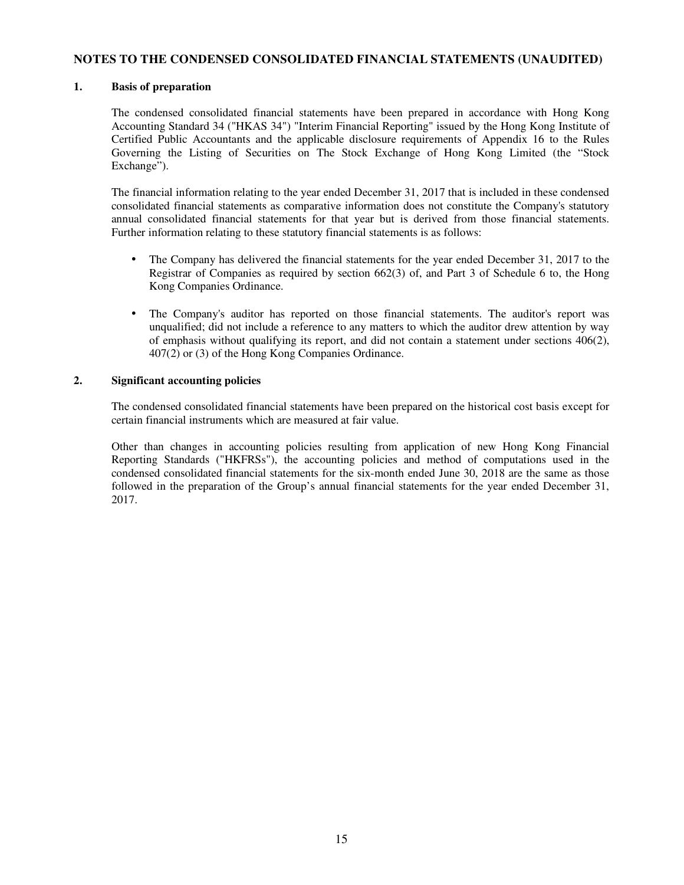## NOTES TO THE CONDENSED CONSOLIDATED FINANCIAL STATEMENTS (UNAUDITED)

### 1. Basis of preparation

The condensed consolidated financial statements have been prepared in accordance with Hong Kong Accounting Standard 34 ("HKAS 34") "Interim Financial Reporting" issued by the Hong Kong Institute of Certified Public Accountants and the applicable disclosure requirements of Appendix 16 to the Rules Governing the Listing of Securities on The Stock Exchange of Hong Kong Limited (the "Stock Exchange").

The financial information relating to the year ended December 31, 2017 that is included in these condensed consolidated financial statements as comparative information does not constitute the Company's statutory annual consolidated financial statements for that year but is derived from those financial statements. Further information relating to these statutory financial statements is as follows:

- The Company has delivered the financial statements for the year ended December 31, 2017 to the Registrar of Companies as required by section 662(3) of, and Part 3 of Schedule 6 to, the Hong Kong Companies Ordinance.
- The Company's auditor has reported on those financial statements. The auditor's report was unqualified; did not include a reference to any matters to which the auditor drew attention by way of emphasis without qualifying its report, and did not contain a statement under sections 406(2), 407(2) or (3) of the Hong Kong Companies Ordinance.

### 2. Significant accounting policies

The condensed consolidated financial statements have been prepared on the historical cost basis except for certain financial instruments which are measured at fair value.

Other than changes in accounting policies resulting from application of new Hong Kong Financial Reporting Standards ("HKFRSs"), the accounting policies and method of computations used in the condensed consolidated financial statements for the six-month ended June 30, 2018 are the same as those followed in the preparation of the Group's annual financial statements for the year ended December 31, 2017.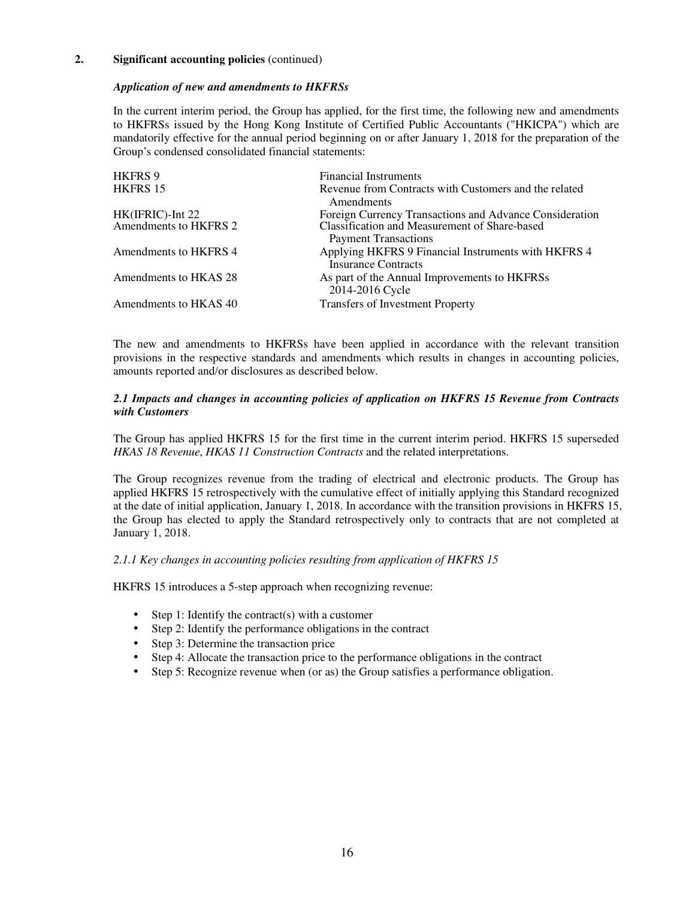## 2. Significant accounting policies (continued)

***Application of new and amendments to HKFRSs***

In the current interim period, the Group has applied, for the first time, the following new and amendments to HKFRSs issued by the Hong Kong Institute of Certified Public Accountants ("HKICPA") which are mandatorily effective for the annual period beginning on or after January 1, 2018 for the preparation of the Group's condensed consolidated financial statements:

| | |
|---|---|
| HKFRS 9 | Financial Instruments |
| HKFRS 15 | Revenue from Contracts with Customers and the related Amendments |
| HK(IFRIC)-Int 22 | Foreign Currency Transactions and Advance Consideration |
| Amendments to HKFRS 2 | Classification and Measurement of Share-based Payment Transactions |
| Amendments to HKFRS 4 | Applying HKFRS 9 Financial Instruments with HKFRS 4 Insurance Contracts |
| Amendments to HKAS 28 | As part of the Annual Improvements to HKFRSs 2014-2016 Cycle |
| Amendments to HKAS 40 | Transfers of Investment Property |

The new and amendments to HKFRSs have been applied in accordance with the relevant transition provisions in the respective standards and amendments which results in changes in accounting policies, amounts reported and/or disclosures as described below.

***2.1 Impacts and changes in accounting policies of application on HKFRS 15 Revenue from Contracts with Customers***

The Group has applied HKFRS 15 for the first time in the current interim period. HKFRS 15 superseded *HKAS 18 Revenue*, *HKAS 11 Construction Contracts* and the related interpretations.

The Group recognizes revenue from the trading of electrical and electronic products. The Group has applied HKFRS 15 retrospectively with the cumulative effect of initially applying this Standard recognized at the date of initial application, January 1, 2018. In accordance with the transition provisions in HKFRS 15, the Group has elected to apply the Standard retrospectively only to contracts that are not completed at January 1, 2018.

*2.1.1 Key changes in accounting policies resulting from application of HKFRS 15*

HKFRS 15 introduces a 5-step approach when recognizing revenue:

- Step 1: Identify the contract(s) with a customer
- Step 2: Identify the performance obligations in the contract
- Step 3: Determine the transaction price
- Step 4: Allocate the transaction price to the performance obligations in the contract
- Step 5: Recognize revenue when (or as) the Group satisfies a performance obligation.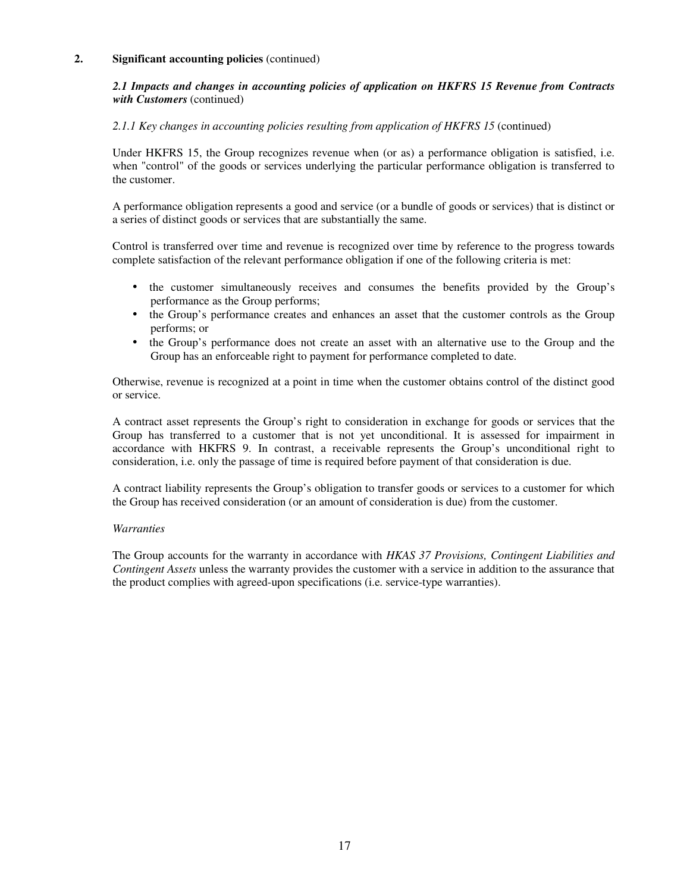## 2. Significant accounting policies (continued)

### *2.1 Impacts and changes in accounting policies of application on HKFRS 15 Revenue from Contracts with Customers* (continued)

*2.1.1 Key changes in accounting policies resulting from application of HKFRS 15* (continued)

Under HKFRS 15, the Group recognizes revenue when (or as) a performance obligation is satisfied, i.e. when "control" of the goods or services underlying the particular performance obligation is transferred to the customer.

A performance obligation represents a good and service (or a bundle of goods or services) that is distinct or a series of distinct goods or services that are substantially the same.

Control is transferred over time and revenue is recognized over time by reference to the progress towards complete satisfaction of the relevant performance obligation if one of the following criteria is met:

- the customer simultaneously receives and consumes the benefits provided by the Group's performance as the Group performs;
- the Group's performance creates and enhances an asset that the customer controls as the Group performs; or
- the Group's performance does not create an asset with an alternative use to the Group and the Group has an enforceable right to payment for performance completed to date.

Otherwise, revenue is recognized at a point in time when the customer obtains control of the distinct good or service.

A contract asset represents the Group's right to consideration in exchange for goods or services that the Group has transferred to a customer that is not yet unconditional. It is assessed for impairment in accordance with HKFRS 9. In contrast, a receivable represents the Group's unconditional right to consideration, i.e. only the passage of time is required before payment of that consideration is due.

A contract liability represents the Group's obligation to transfer goods or services to a customer for which the Group has received consideration (or an amount of consideration is due) from the customer.

*Warranties*

The Group accounts for the warranty in accordance with *HKAS 37 Provisions, Contingent Liabilities and Contingent Assets* unless the warranty provides the customer with a service in addition to the assurance that the product complies with agreed-upon specifications (i.e. service-type warranties).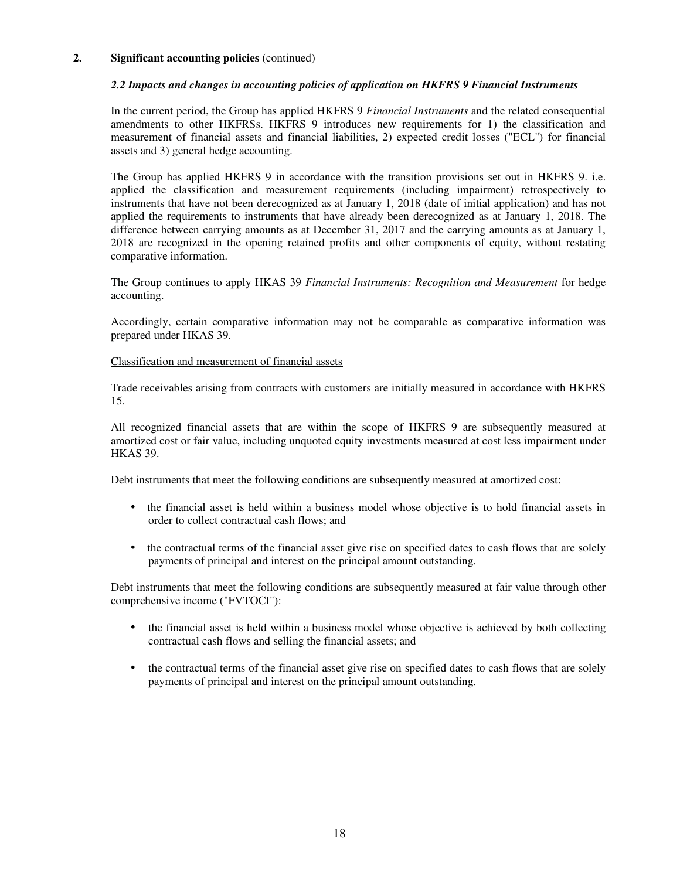**2. Significant accounting policies** (continued)

***2.2 Impacts and changes in accounting policies of application on HKFRS 9 Financial Instruments***

In the current period, the Group has applied HKFRS 9 *Financial Instruments* and the related consequential amendments to other HKFRSs. HKFRS 9 introduces new requirements for 1) the classification and measurement of financial assets and financial liabilities, 2) expected credit losses ("ECL") for financial assets and 3) general hedge accounting.

The Group has applied HKFRS 9 in accordance with the transition provisions set out in HKFRS 9. i.e. applied the classification and measurement requirements (including impairment) retrospectively to instruments that have not been derecognized as at January 1, 2018 (date of initial application) and has not applied the requirements to instruments that have already been derecognized as at January 1, 2018. The difference between carrying amounts as at December 31, 2017 and the carrying amounts as at January 1, 2018 are recognized in the opening retained profits and other components of equity, without restating comparative information.

The Group continues to apply HKAS 39 *Financial Instruments: Recognition and Measurement* for hedge accounting.

Accordingly, certain comparative information may not be comparable as comparative information was prepared under HKAS 39.

Classification and measurement of financial assets

Trade receivables arising from contracts with customers are initially measured in accordance with HKFRS 15.

All recognized financial assets that are within the scope of HKFRS 9 are subsequently measured at amortized cost or fair value, including unquoted equity investments measured at cost less impairment under HKAS 39.

Debt instruments that meet the following conditions are subsequently measured at amortized cost:

- the financial asset is held within a business model whose objective is to hold financial assets in order to collect contractual cash flows; and
- the contractual terms of the financial asset give rise on specified dates to cash flows that are solely payments of principal and interest on the principal amount outstanding.

Debt instruments that meet the following conditions are subsequently measured at fair value through other comprehensive income ("FVTOCI"):

- the financial asset is held within a business model whose objective is achieved by both collecting contractual cash flows and selling the financial assets; and
- the contractual terms of the financial asset give rise on specified dates to cash flows that are solely payments of principal and interest on the principal amount outstanding.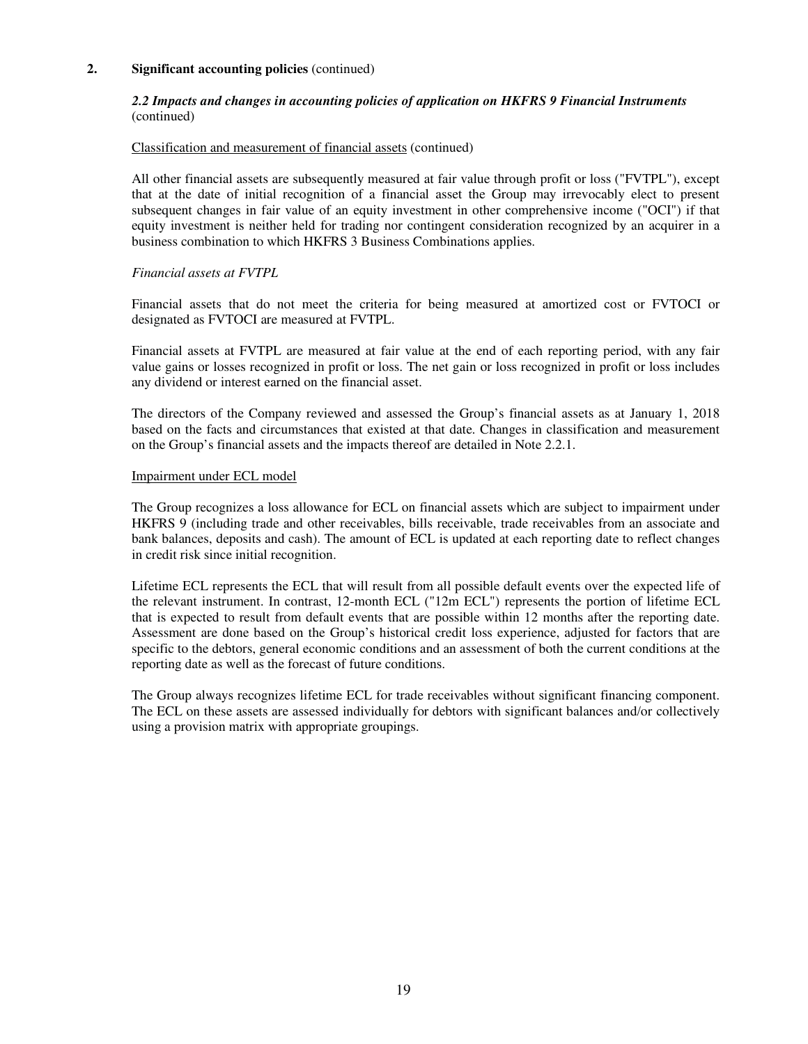## 2. Significant accounting policies (continued)

### *2.2 Impacts and changes in accounting policies of application on HKFRS 9 Financial Instruments* (continued)

<u>Classification and measurement of financial assets</u> (continued)

All other financial assets are subsequently measured at fair value through profit or loss ("FVTPL"), except that at the date of initial recognition of a financial asset the Group may irrevocably elect to present subsequent changes in fair value of an equity investment in other comprehensive income ("OCI") if that equity investment is neither held for trading nor contingent consideration recognized by an acquirer in a business combination to which HKFRS 3 Business Combinations applies.

*Financial assets at FVTPL*

Financial assets that do not meet the criteria for being measured at amortized cost or FVTOCI or designated as FVTOCI are measured at FVTPL.

Financial assets at FVTPL are measured at fair value at the end of each reporting period, with any fair value gains or losses recognized in profit or loss. The net gain or loss recognized in profit or loss includes any dividend or interest earned on the financial asset.

The directors of the Company reviewed and assessed the Group's financial assets as at January 1, 2018 based on the facts and circumstances that existed at that date. Changes in classification and measurement on the Group's financial assets and the impacts thereof are detailed in Note 2.2.1.

<u>Impairment under ECL model</u>

The Group recognizes a loss allowance for ECL on financial assets which are subject to impairment under HKFRS 9 (including trade and other receivables, bills receivable, trade receivables from an associate and bank balances, deposits and cash). The amount of ECL is updated at each reporting date to reflect changes in credit risk since initial recognition.

Lifetime ECL represents the ECL that will result from all possible default events over the expected life of the relevant instrument. In contrast, 12-month ECL ("12m ECL") represents the portion of lifetime ECL that is expected to result from default events that are possible within 12 months after the reporting date. Assessment are done based on the Group's historical credit loss experience, adjusted for factors that are specific to the debtors, general economic conditions and an assessment of both the current conditions at the reporting date as well as the forecast of future conditions.

The Group always recognizes lifetime ECL for trade receivables without significant financing component. The ECL on these assets are assessed individually for debtors with significant balances and/or collectively using a provision matrix with appropriate groupings.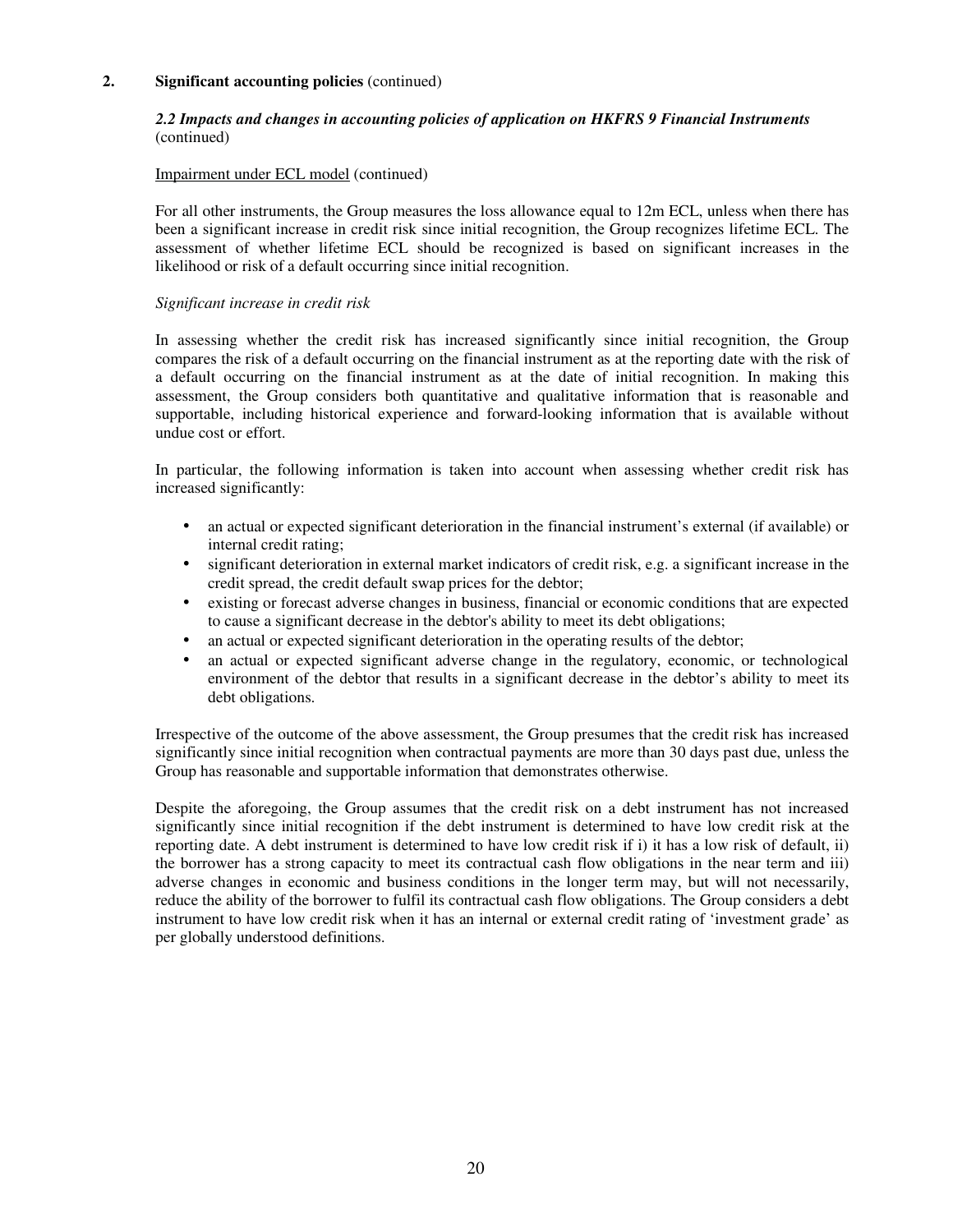**2. Significant accounting policies** (continued)

***2.2 Impacts and changes in accounting policies of application on HKFRS 9 Financial Instruments*** (continued)

Impairment under ECL model (continued)

For all other instruments, the Group measures the loss allowance equal to 12m ECL, unless when there has been a significant increase in credit risk since initial recognition, the Group recognizes lifetime ECL. The assessment of whether lifetime ECL should be recognized is based on significant increases in the likelihood or risk of a default occurring since initial recognition.

*Significant increase in credit risk*

In assessing whether the credit risk has increased significantly since initial recognition, the Group compares the risk of a default occurring on the financial instrument as at the reporting date with the risk of a default occurring on the financial instrument as at the date of initial recognition. In making this assessment, the Group considers both quantitative and qualitative information that is reasonable and supportable, including historical experience and forward-looking information that is available without undue cost or effort.

In particular, the following information is taken into account when assessing whether credit risk has increased significantly:

- an actual or expected significant deterioration in the financial instrument's external (if available) or internal credit rating;
- significant deterioration in external market indicators of credit risk, e.g. a significant increase in the credit spread, the credit default swap prices for the debtor;
- existing or forecast adverse changes in business, financial or economic conditions that are expected to cause a significant decrease in the debtor's ability to meet its debt obligations;
- an actual or expected significant deterioration in the operating results of the debtor;
- an actual or expected significant adverse change in the regulatory, economic, or technological environment of the debtor that results in a significant decrease in the debtor's ability to meet its debt obligations.

Irrespective of the outcome of the above assessment, the Group presumes that the credit risk has increased significantly since initial recognition when contractual payments are more than 30 days past due, unless the Group has reasonable and supportable information that demonstrates otherwise.

Despite the aforegoing, the Group assumes that the credit risk on a debt instrument has not increased significantly since initial recognition if the debt instrument is determined to have low credit risk at the reporting date. A debt instrument is determined to have low credit risk if i) it has a low risk of default, ii) the borrower has a strong capacity to meet its contractual cash flow obligations in the near term and iii) adverse changes in economic and business conditions in the longer term may, but will not necessarily, reduce the ability of the borrower to fulfil its contractual cash flow obligations. The Group considers a debt instrument to have low credit risk when it has an internal or external credit rating of 'investment grade' as per globally understood definitions.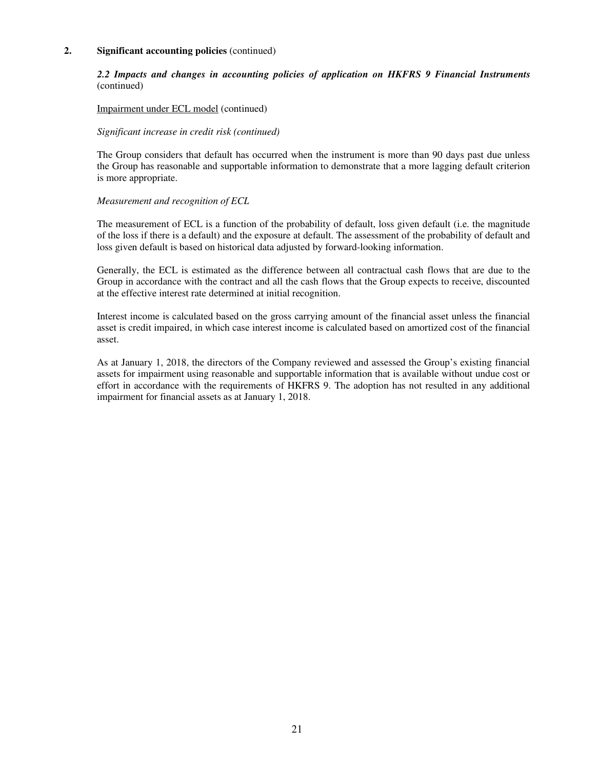## 2. Significant accounting policies (continued)

***2.2 Impacts and changes in accounting policies of application on HKFRS 9 Financial Instruments*** (continued)

Impairment under ECL model (continued)

*Significant increase in credit risk (continued)*

The Group considers that default has occurred when the instrument is more than 90 days past due unless the Group has reasonable and supportable information to demonstrate that a more lagging default criterion is more appropriate.

*Measurement and recognition of ECL*

The measurement of ECL is a function of the probability of default, loss given default (i.e. the magnitude of the loss if there is a default) and the exposure at default. The assessment of the probability of default and loss given default is based on historical data adjusted by forward-looking information.

Generally, the ECL is estimated as the difference between all contractual cash flows that are due to the Group in accordance with the contract and all the cash flows that the Group expects to receive, discounted at the effective interest rate determined at initial recognition.

Interest income is calculated based on the gross carrying amount of the financial asset unless the financial asset is credit impaired, in which case interest income is calculated based on amortized cost of the financial asset.

As at January 1, 2018, the directors of the Company reviewed and assessed the Group's existing financial assets for impairment using reasonable and supportable information that is available without undue cost or effort in accordance with the requirements of HKFRS 9. The adoption has not resulted in any additional impairment for financial assets as at January 1, 2018.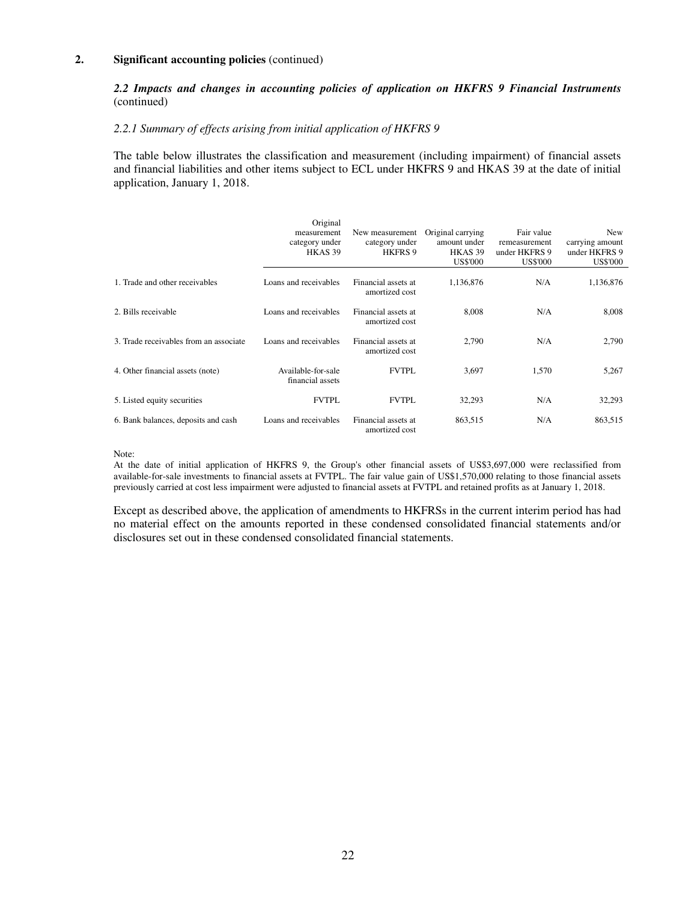## 2. Significant accounting policies (continued)

***2.2 Impacts and changes in accounting policies of application on HKFRS 9 Financial Instruments*** (continued)

*2.2.1 Summary of effects arising from initial application of HKFRS 9*

The table below illustrates the classification and measurement (including impairment) of financial assets and financial liabilities and other items subject to ECL under HKFRS 9 and HKAS 39 at the date of initial application, January 1, 2018.

| | Original measurement category under HKAS 39 | New measurement category under HKFRS 9 | Original carrying amount under HKAS 39 US$'000 | Fair value remeasurement under HKFRS 9 US$'000 | New carrying amount under HKFRS 9 US$'000 |
|---|---|---|---|---|---|
| 1. Trade and other receivables | Loans and receivables | Financial assets at amortized cost | 1,136,876 | N/A | 1,136,876 |
| 2. Bills receivable | Loans and receivables | Financial assets at amortized cost | 8,008 | N/A | 8,008 |
| 3. Trade receivables from an associate | Loans and receivables | Financial assets at amortized cost | 2,790 | N/A | 2,790 |
| 4. Other financial assets (note) | Available-for-sale financial assets | FVTPL | 3,697 | 1,570 | 5,267 |
| 5. Listed equity securities | FVTPL | FVTPL | 32,293 | N/A | 32,293 |
| 6. Bank balances, deposits and cash | Loans and receivables | Financial assets at amortized cost | 863,515 | N/A | 863,515 |

Note:
At the date of initial application of HKFRS 9, the Group's other financial assets of US$3,697,000 were reclassified from available-for-sale investments to financial assets at FVTPL. The fair value gain of US$1,570,000 relating to those financial assets previously carried at cost less impairment were adjusted to financial assets at FVTPL and retained profits as at January 1, 2018.

Except as described above, the application of amendments to HKFRSs in the current interim period has had no material effect on the amounts reported in these condensed consolidated financial statements and/or disclosures set out in these condensed consolidated financial statements.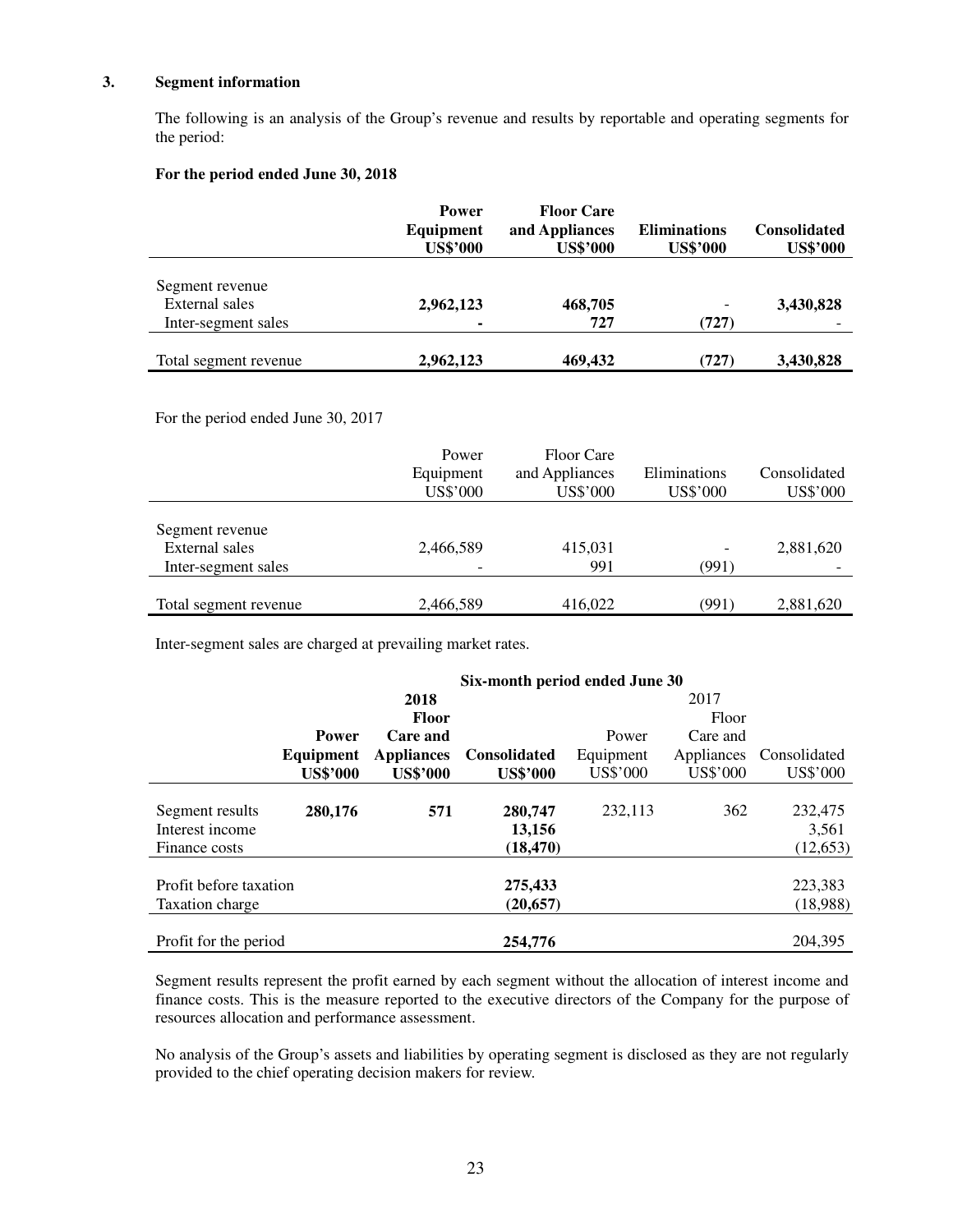### 3. Segment information

The following is an analysis of the Group's revenue and results by reportable and operating segments for the period:

**For the period ended June 30, 2018**

| | **Power Equipment US$'000** | **Floor Care and Appliances US$'000** | **Eliminations US$'000** | **Consolidated US$'000** |
|---|---|---|---|---|
| Segment revenue | | | | |
| External sales | **2,962,123** | **468,705** | - | **3,430,828** |
| Inter-segment sales | **-** | **727** | **(727)** | - |
| Total segment revenue | **2,962,123** | **469,432** | **(727)** | **3,430,828** |

For the period ended June 30, 2017

| | Power Equipment US$'000 | Floor Care and Appliances US$'000 | Eliminations US$'000 | Consolidated US$'000 |
|---|---|---|---|---|
| Segment revenue | | | | |
| External sales | 2,466,589 | 415,031 | - | 2,881,620 |
| Inter-segment sales | - | 991 | (991) | - |
| Total segment revenue | 2,466,589 | 416,022 | (991) | 2,881,620 |

Inter-segment sales are charged at prevailing market rates.

| | **Six-month period ended June 30** | | | | | |
|---|---|---|---|---|---|---|
| | **2018** | | | 2017 | | |
| | **Power Equipment US$'000** | **Floor Care and Appliances US$'000** | **Consolidated US$'000** | Power Equipment US$'000 | Floor Care and Appliances US$'000 | Consolidated US$'000 |
| Segment results | **280,176** | **571** | **280,747** | 232,113 | 362 | 232,475 |
| Interest income | | | **13,156** | | | 3,561 |
| Finance costs | | | **(18,470)** | | | (12,653) |
| Profit before taxation | | | **275,433** | | | 223,383 |
| Taxation charge | | | **(20,657)** | | | (18,988) |
| Profit for the period | | | **254,776** | | | 204,395 |

Segment results represent the profit earned by each segment without the allocation of interest income and finance costs. This is the measure reported to the executive directors of the Company for the purpose of resources allocation and performance assessment.

No analysis of the Group's assets and liabilities by operating segment is disclosed as they are not regularly provided to the chief operating decision makers for review.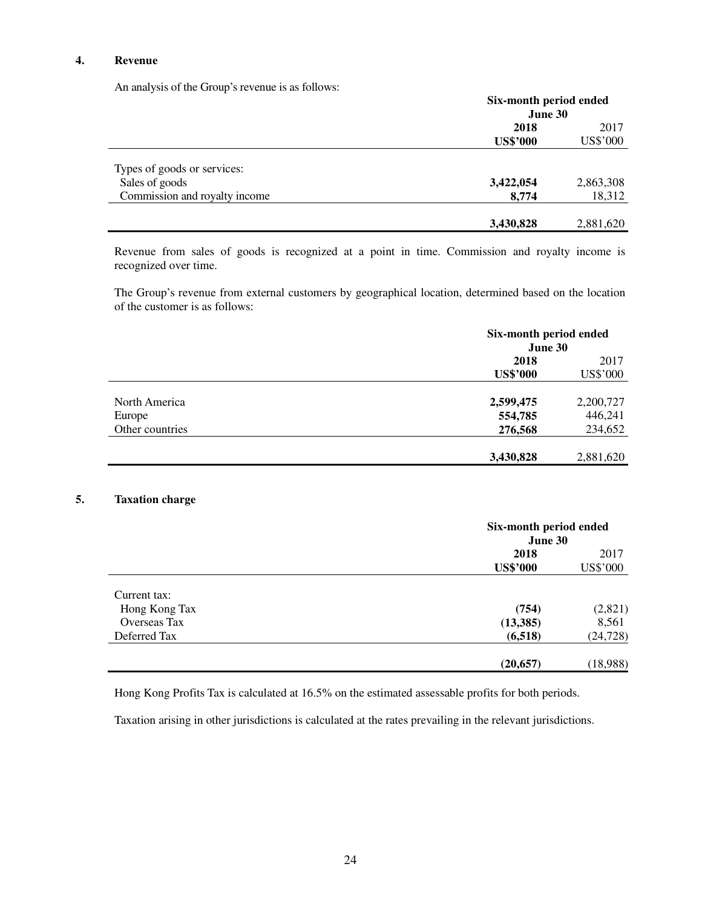## 4. Revenue

An analysis of the Group's revenue is as follows:

| | Six-month period ended June 30 | |
|---|---|---|
| | **2018** | 2017 |
| | **US$'000** | US$'000 |
| Types of goods or services: | | |
| Sales of goods | **3,422,054** | 2,863,308 |
| Commission and royalty income | **8,774** | 18,312 |
| | **3,430,828** | 2,881,620 |

Revenue from sales of goods is recognized at a point in time. Commission and royalty income is recognized over time.

The Group's revenue from external customers by geographical location, determined based on the location of the customer is as follows:

| | Six-month period ended June 30 | |
|---|---|---|
| | **2018** | 2017 |
| | **US$'000** | US$'000 |
| North America | **2,599,475** | 2,200,727 |
| Europe | **554,785** | 446,241 |
| Other countries | **276,568** | 234,652 |
| | **3,430,828** | 2,881,620 |

## 5. Taxation charge

| | Six-month period ended June 30 | |
|---|---|---|
| | **2018** | 2017 |
| | **US$'000** | US$'000 |
| Current tax: | | |
| Hong Kong Tax | **(754)** | (2,821) |
| Overseas Tax | **(13,385)** | 8,561 |
| Deferred Tax | **(6,518)** | (24,728) |
| | **(20,657)** | (18,988) |

Hong Kong Profits Tax is calculated at 16.5% on the estimated assessable profits for both periods.

Taxation arising in other jurisdictions is calculated at the rates prevailing in the relevant jurisdictions.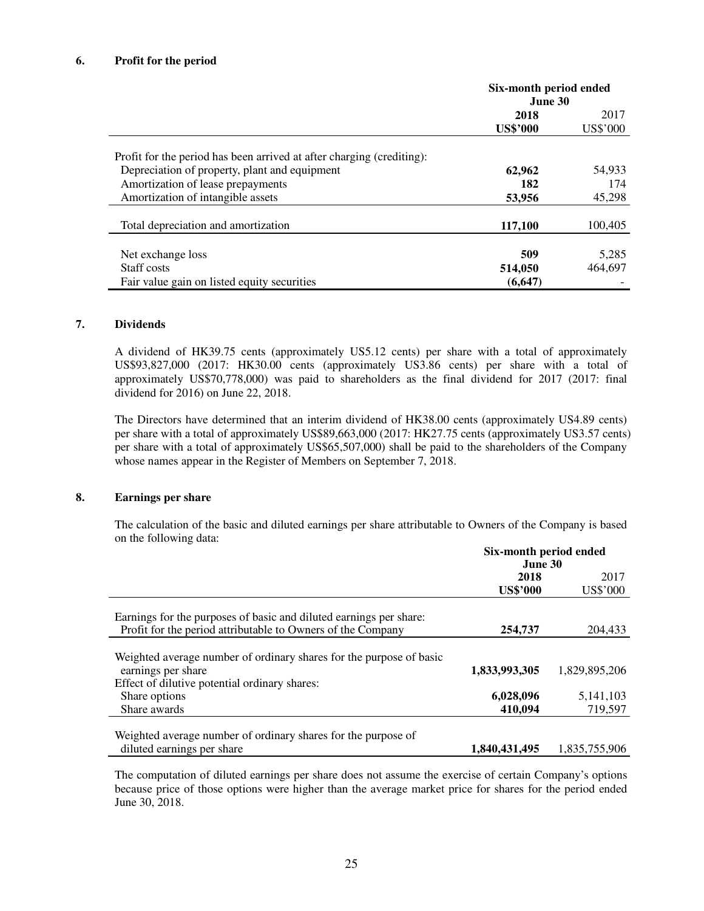## 6. Profit for the period

| | Six-month period ended June 30 | |
|---|---|---|
| | **2018** | 2017 |
| | **US$'000** | US$'000 |
| Profit for the period has been arrived at after charging (crediting): | | |
| Depreciation of property, plant and equipment | **62,962** | 54,933 |
| Amortization of lease prepayments | **182** | 174 |
| Amortization of intangible assets | **53,956** | 45,298 |
| Total depreciation and amortization | **117,100** | 100,405 |
| Net exchange loss | **509** | 5,285 |
| Staff costs | **514,050** | 464,697 |
| Fair value gain on listed equity securities | **(6,647)** | - |

## 7. Dividends

A dividend of HK39.75 cents (approximately US5.12 cents) per share with a total of approximately US$93,827,000 (2017: HK30.00 cents (approximately US3.86 cents) per share with a total of approximately US$70,778,000) was paid to shareholders as the final dividend for 2017 (2017: final dividend for 2016) on June 22, 2018.

The Directors have determined that an interim dividend of HK38.00 cents (approximately US4.89 cents) per share with a total of approximately US$89,663,000 (2017: HK27.75 cents (approximately US3.57 cents) per share with a total of approximately US$65,507,000) shall be paid to the shareholders of the Company whose names appear in the Register of Members on September 7, 2018.

## 8. Earnings per share

The calculation of the basic and diluted earnings per share attributable to Owners of the Company is based on the following data:

| | Six-month period ended June 30 | |
|---|---|---|
| | **2018** | 2017 |
| | **US$'000** | US$'000 |
| Earnings for the purposes of basic and diluted earnings per share: | | |
| Profit for the period attributable to Owners of the Company | **254,737** | 204,433 |
| Weighted average number of ordinary shares for the purpose of basic earnings per share | **1,833,993,305** | 1,829,895,206 |
| Effect of dilutive potential ordinary shares: | | |
| Share options | **6,028,096** | 5,141,103 |
| Share awards | **410,094** | 719,597 |
| Weighted average number of ordinary shares for the purpose of diluted earnings per share | **1,840,431,495** | 1,835,755,906 |

The computation of diluted earnings per share does not assume the exercise of certain Company's options because price of those options were higher than the average market price for shares for the period ended June 30, 2018.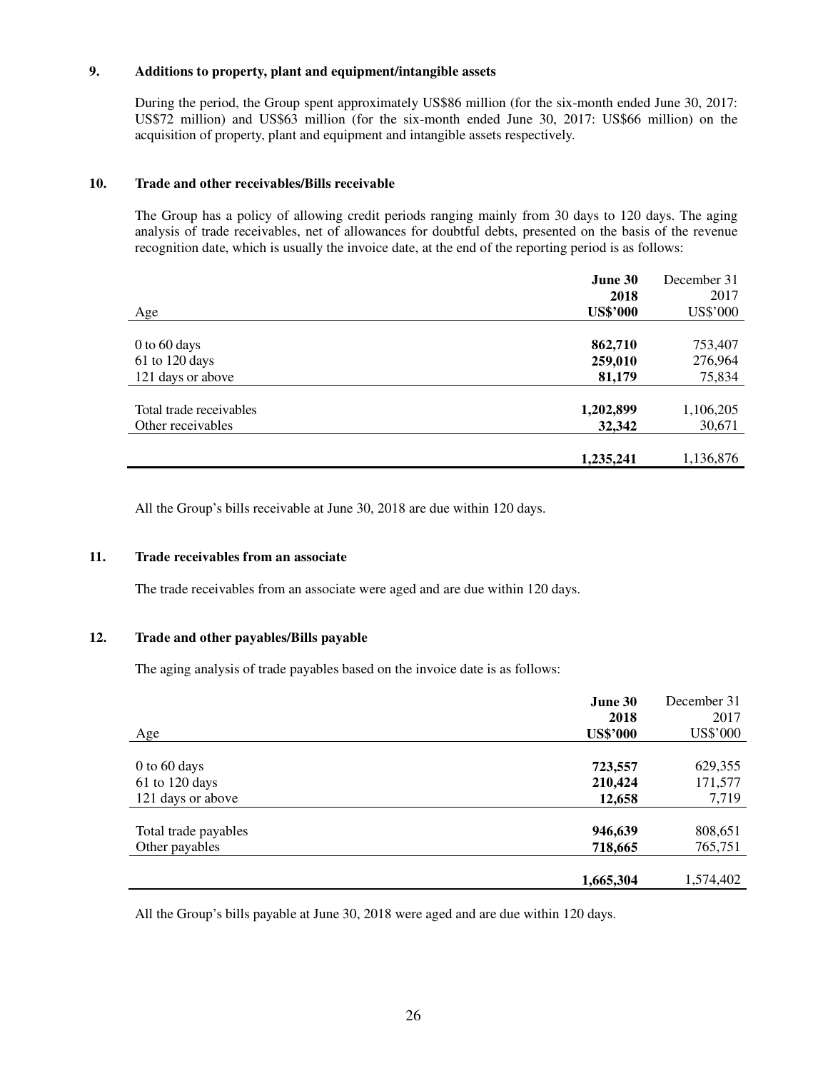## 9. Additions to property, plant and equipment/intangible assets

During the period, the Group spent approximately US$86 million (for the six-month ended June 30, 2017: US$72 million) and US$63 million (for the six-month ended June 30, 2017: US$66 million) on the acquisition of property, plant and equipment and intangible assets respectively.

## 10. Trade and other receivables/Bills receivable

The Group has a policy of allowing credit periods ranging mainly from 30 days to 120 days. The aging analysis of trade receivables, net of allowances for doubtful debts, presented on the basis of the revenue recognition date, which is usually the invoice date, at the end of the reporting period is as follows:

| Age | **June 30 2018 US$'000** | December 31 2017 US$'000 |
|---|---|---|
| 0 to 60 days | **862,710** | 753,407 |
| 61 to 120 days | **259,010** | 276,964 |
| 121 days or above | **81,179** | 75,834 |
| Total trade receivables | **1,202,899** | 1,106,205 |
| Other receivables | **32,342** | 30,671 |
| | **1,235,241** | 1,136,876 |

All the Group's bills receivable at June 30, 2018 are due within 120 days.

## 11. Trade receivables from an associate

The trade receivables from an associate were aged and are due within 120 days.

## 12. Trade and other payables/Bills payable

The aging analysis of trade payables based on the invoice date is as follows:

| Age | **June 30 2018 US$'000** | December 31 2017 US$'000 |
|---|---|---|
| 0 to 60 days | **723,557** | 629,355 |
| 61 to 120 days | **210,424** | 171,577 |
| 121 days or above | **12,658** | 7,719 |
| Total trade payables | **946,639** | 808,651 |
| Other payables | **718,665** | 765,751 |
| | **1,665,304** | 1,574,402 |

All the Group's bills payable at June 30, 2018 were aged and are due within 120 days.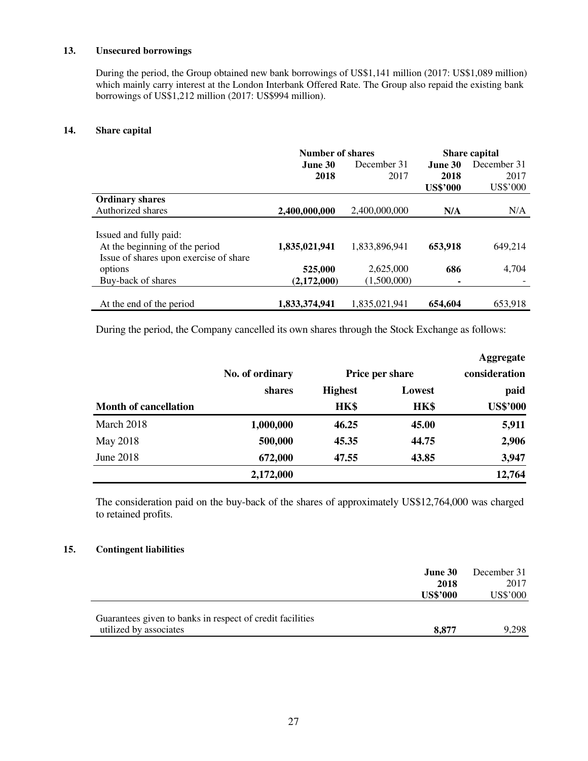### 13. Unsecured borrowings

During the period, the Group obtained new bank borrowings of US$1,141 million (2017: US$1,089 million) which mainly carry interest at the London Interbank Offered Rate. The Group also repaid the existing bank borrowings of US$1,212 million (2017: US$994 million).

### 14. Share capital

| | Number of shares | | Share capital | |
|---|---|---|---|---|
| | **June 30 2018** | December 31 2017 | **June 30 2018 US$'000** | December 31 2017 US$'000 |
| **Ordinary shares** | | | | |
| Authorized shares | **2,400,000,000** | 2,400,000,000 | **N/A** | N/A |
| Issued and fully paid: | | | | |
| At the beginning of the period | **1,835,021,941** | 1,833,896,941 | **653,918** | 649,214 |
| Issue of shares upon exercise of share options | **525,000** | 2,625,000 | **686** | 4,704 |
| Buy-back of shares | **(2,172,000)** | (1,500,000) | **-** | - |
| At the end of the period | **1,833,374,941** | 1,835,021,941 | **654,604** | 653,918 |

During the period, the Company cancelled its own shares through the Stock Exchange as follows:

| Month of cancellation | No. of ordinary shares | Price per share Highest HK$ | Price per share Lowest HK$ | Aggregate consideration paid US$'000 |
|---|---|---|---|---|
| March 2018 | **1,000,000** | **46.25** | **45.00** | **5,911** |
| May 2018 | **500,000** | **45.35** | **44.75** | **2,906** |
| June 2018 | **672,000** | **47.55** | **43.85** | **3,947** |
| | **2,172,000** | | | **12,764** |

The consideration paid on the buy-back of the shares of approximately US$12,764,000 was charged to retained profits.

### 15. Contingent liabilities

| | **June 30 2018 US$'000** | December 31 2017 US$'000 |
|---|---|---|
| Guarantees given to banks in respect of credit facilities utilized by associates | **8,877** | 9,298 |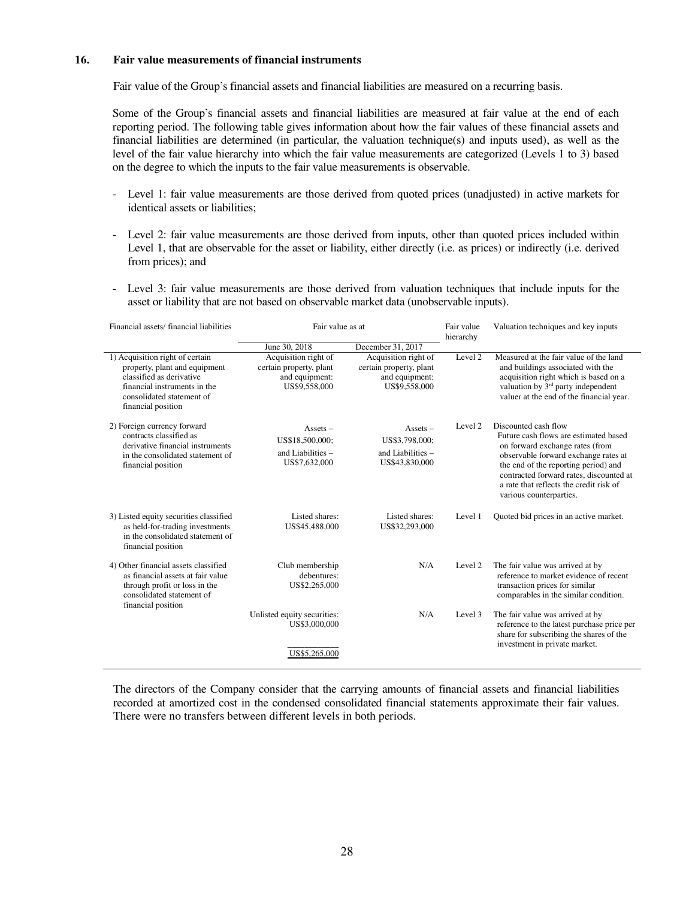### 16. Fair value measurements of financial instruments

Fair value of the Group's financial assets and financial liabilities are measured on a recurring basis.

Some of the Group's financial assets and financial liabilities are measured at fair value at the end of each reporting period. The following table gives information about how the fair values of these financial assets and financial liabilities are determined (in particular, the valuation technique(s) and inputs used), as well as the level of the fair value hierarchy into which the fair value measurements are categorized (Levels 1 to 3) based on the degree to which the inputs to the fair value measurements is observable.

- Level 1: fair value measurements are those derived from quoted prices (unadjusted) in active markets for identical assets or liabilities;
- Level 2: fair value measurements are those derived from inputs, other than quoted prices included within Level 1, that are observable for the asset or liability, either directly (i.e. as prices) or indirectly (i.e. derived from prices); and
- Level 3: fair value measurements are those derived from valuation techniques that include inputs for the asset or liability that are not based on observable market data (unobservable inputs).

| Financial assets/ financial liabilities | Fair value as at | | Fair value hierarchy | Valuation techniques and key inputs |
|---|---|---|---|---|
| | June 30, 2018 | December 31, 2017 | | |
| 1) Acquisition right of certain property, plant and equipment classified as derivative financial instruments in the consolidated statement of financial position | Acquisition right of certain property, plant and equipment: US$9,558,000 | Acquisition right of certain property, plant and equipment: US$9,558,000 | Level 2 | Measured at the fair value of the land and buildings associated with the acquisition right which is based on a valuation by 3rd party independent valuer at the end of the financial year. |
| 2) Foreign currency forward contracts classified as derivative financial instruments in the consolidated statement of financial position | Assets – US$18,500,000; and Liabilities – US$7,632,000 | Assets – US$3,798,000; and Liabilities – US$43,830,000 | Level 2 | Discounted cash flow<br>Future cash flows are estimated based on forward exchange rates (from observable forward exchange rates at the end of the reporting period) and contracted forward rates, discounted at a rate that reflects the credit risk of various counterparties. |
| 3) Listed equity securities classified as held-for-trading investments in the consolidated statement of financial position | Listed shares: US$45,488,000 | Listed shares: US$32,293,000 | Level 1 | Quoted bid prices in an active market. |
| 4) Other financial assets classified as financial assets at fair value through profit or loss in the consolidated statement of financial position | Club membership debentures: US$2,265,000 | N/A | Level 2 | The fair value was arrived at by reference to market evidence of recent transaction prices for similar comparables in the similar condition. |
| | Unlisted equity securities: US$3,000,000 | N/A | Level 3 | The fair value was arrived at by reference to the latest purchase price per share for subscribing the shares of the investment in private market. |
| | US$5,265,000 | | | |

The directors of the Company consider that the carrying amounts of financial assets and financial liabilities recorded at amortized cost in the condensed consolidated financial statements approximate their fair values. There were no transfers between different levels in both periods.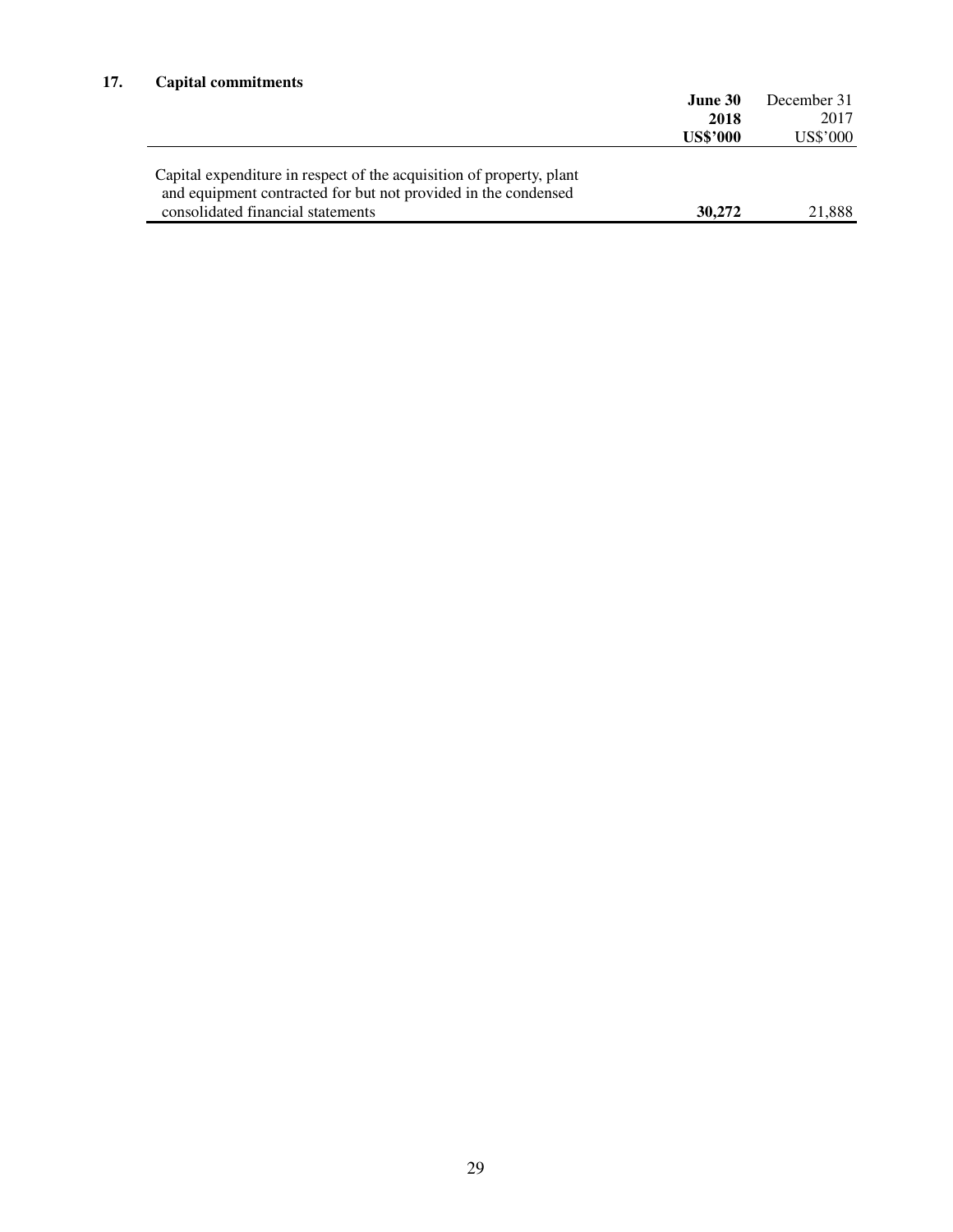## 17. Capital commitments

| | **June 30 2018 US$'000** | December 31 2017 US$'000 |
|---|---|---|
| Capital expenditure in respect of the acquisition of property, plant and equipment contracted for but not provided in the condensed consolidated financial statements | **30,272** | 21,888 |